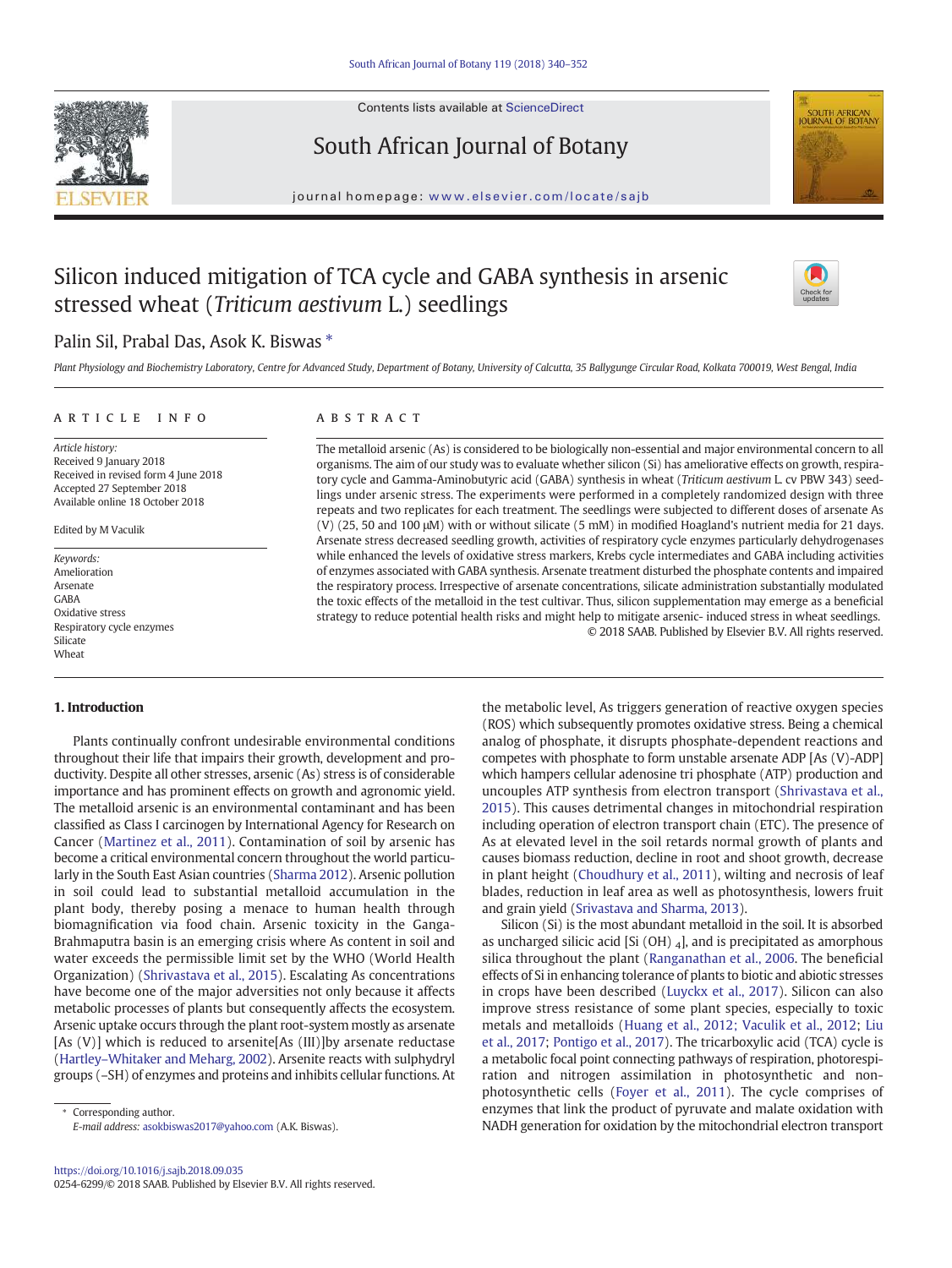# Silicon induced mitigation of TCA cycle and GABA synthesis in arsenic stressed wheat (*Triticum aestivum* L.) seedlings

Palin Sil, Prabal Das, Asok K. Biswas *

*Plant Physiology and Biochemistry Laboratory, Centre for Advanced Study, Department of Botany, University of Calcutta, 35 Ballygunge Circular Road, Kolkata 700019, West Bengal, India*

## ARTICLE INFO

*Article history:*
Received 9 January 2018
Received in revised form 4 June 2018
Accepted 27 September 2018
Available online 18 October 2018

Edited by M Vaculik

*Keywords:*
Amelioration
Arsenate
GABA
Oxidative stress
Respiratory cycle enzymes
Silicate
Wheat

## ABSTRACT

The metalloid arsenic (As) is considered to be biologically non-essential and major environmental concern to all organisms. The aim of our study was to evaluate whether silicon (Si) has ameliorative effects on growth, respiratory cycle and Gamma-Aminobutyric acid (GABA) synthesis in wheat (*Triticum aestivum* L. cv PBW 343) seedlings under arsenic stress. The experiments were performed in a completely randomized design with three repeats and two replicates for each treatment. The seedlings were subjected to different doses of arsenate As (V) (25, 50 and 100 μM) with or without silicate (5 mM) in modified Hoagland's nutrient media for 21 days. Arsenate stress decreased seedling growth, activities of respiratory cycle enzymes particularly dehydrogenases while enhanced the levels of oxidative stress markers, Krebs cycle intermediates and GABA including activities of enzymes associated with GABA synthesis. Arsenate treatment disturbed the phosphate contents and impaired the respiratory process. Irrespective of arsenate concentrations, silicate administration substantially modulated the toxic effects of the metalloid in the test cultivar. Thus, silicon supplementation may emerge as a beneficial strategy to reduce potential health risks and might help to mitigate arsenic- induced stress in wheat seedlings.

© 2018 SAAB. Published by Elsevier B.V. All rights reserved.

## 1. Introduction

Plants continually confront undesirable environmental conditions throughout their life that impairs their growth, development and productivity. Despite all other stresses, arsenic (As) stress is of considerable importance and has prominent effects on growth and agronomic yield. The metalloid arsenic is an environmental contaminant and has been classified as Class I carcinogen by International Agency for Research on Cancer (Martinez et al., 2011). Contamination of soil by arsenic has become a critical environmental concern throughout the world particularly in the South East Asian countries (Sharma 2012). Arsenic pollution in soil could lead to substantial metalloid accumulation in the plant body, thereby posing a menace to human health through biomagnification via food chain. Arsenic toxicity in the Ganga-Brahmaputra basin is an emerging crisis where As content in soil and water exceeds the permissible limit set by the WHO (World Health Organization) (Shrivastava et al., 2015). Escalating As concentrations have become one of the major adversities not only because it affects metabolic processes of plants but consequently affects the ecosystem. Arsenic uptake occurs through the plant root-system mostly as arsenate [As (V)] which is reduced to arsenite[As (III)]by arsenate reductase (Hartley–Whitaker and Meharg, 2002). Arsenite reacts with sulphydryl groups (–SH) of enzymes and proteins and inhibits cellular functions. At the metabolic level, As triggers generation of reactive oxygen species (ROS) which subsequently promotes oxidative stress. Being a chemical analog of phosphate, it disrupts phosphate-dependent reactions and competes with phosphate to form unstable arsenate ADP [As (V)-ADP] which hampers cellular adenosine tri phosphate (ATP) production and uncouples ATP synthesis from electron transport (Shrivastava et al., 2015). This causes detrimental changes in mitochondrial respiration including operation of electron transport chain (ETC). The presence of As at elevated level in the soil retards normal growth of plants and causes biomass reduction, decline in root and shoot growth, decrease in plant height (Choudhury et al., 2011), wilting and necrosis of leaf blades, reduction in leaf area as well as photosynthesis, lowers fruit and grain yield (Srivastava and Sharma, 2013).

Silicon (Si) is the most abundant metalloid in the soil. It is absorbed as uncharged silicic acid [Si $(OH)_4$], and is precipitated as amorphous silica throughout the plant (Ranganathan et al., 2006. The beneficial effects of Si in enhancing tolerance of plants to biotic and abiotic stresses in crops have been described (Luyckx et al., 2017). Silicon can also improve stress resistance of some plant species, especially to toxic metals and metalloids (Huang et al., 2012; Vaculik et al., 2012; Liu et al., 2017; Pontigo et al., 2017). The tricarboxylic acid (TCA) cycle is a metabolic focal point connecting pathways of respiration, photorespiration and nitrogen assimilation in photosynthetic and non-photosynthetic cells (Foyer et al., 2011). The cycle comprises of enzymes that link the product of pyruvate and malate oxidation with NADH generation for oxidation by the mitochondrial electron transport

\* Corresponding author.
*E-mail address:* asokbiswas2017@yahoo.com (A.K. Biswas).

https://doi.org/10.1016/j.sajb.2018.09.035
0254-6299/© 2018 SAAB. Published by Elsevier B.V. All rights reserved.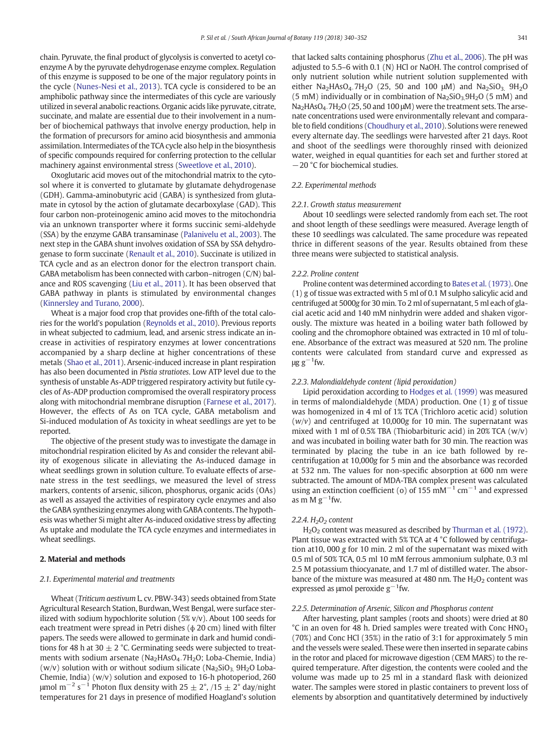chain. Pyruvate, the final product of glycolysis is converted to acetyl coenzyme A by the pyruvate dehydrogenase enzyme complex. Regulation of this enzyme is supposed to be one of the major regulatory points in the cycle (Nunes-Nesi et al., 2013). TCA cycle is considered to be an amphibolic pathway since the intermediates of this cycle are variously utilized in several anabolic reactions. Organic acids like pyruvate, citrate, succinate, and malate are essential due to their involvement in a number of biochemical pathways that involve energy production, help in the formation of precursors for amino acid biosynthesis and ammonia assimilation. Intermediates of the TCA cycle also help in the biosynthesis of specific compounds required for conferring protection to the cellular machinery against environmental stress (Sweetlove et al., 2010).

Oxoglutaric acid moves out of the mitochondrial matrix to the cytosol where it is converted to glutamate by glutamate dehydrogenase (GDH). Gamma-aminobutyric acid (GABA) is synthesized from glutamate in cytosol by the action of glutamate decarboxylase (GAD). This four carbon non-proteinogenic amino acid moves to the mitochondria via an unknown transporter where it forms succinic semi-aldehyde (SSA) by the enzyme GABA transaminase (Palanivelu et al., 2003). The next step in the GABA shunt involves oxidation of SSA by SSA dehydrogenase to form succinate (Renault et al., 2010). Succinate is utilized in TCA cycle and as an electron donor for the electron transport chain. GABA metabolism has been connected with carbon–nitrogen (C/N) balance and ROS scavenging (Liu et al., 2011). It has been observed that GABA pathway in plants is stimulated by environmental changes (Kinnersley and Turano, 2000).

Wheat is a major food crop that provides one-fifth of the total calories for the world's population (Reynolds et al., 2010). Previous reports in wheat subjected to cadmium, lead, and arsenic stress indicate an increase in activities of respiratory enzymes at lower concentrations accompanied by a sharp decline at higher concentrations of these metals (Shao et al., 2011). Arsenic-induced increase in plant respiration has also been documented in *Pistia stratiotes*. Low ATP level due to the synthesis of unstable As-ADP triggered respiratory activity but futile cycles of As-ADP production compromised the overall respiratory process along with mitochondrial membrane disruption (Farnese et al., 2017). However, the effects of As on TCA cycle, GABA metabolism and Si-induced modulation of As toxicity in wheat seedlings are yet to be reported.

The objective of the present study was to investigate the damage in mitochondrial respiration elicited by As and consider the relevant ability of exogenous silicate in alleviating the As-induced damage in wheat seedlings grown in solution culture. To evaluate effects of arsenate stress in the test seedlings, we measured the level of stress markers, contents of arsenic, silicon, phosphorus, organic acids (OAs) as well as assayed the activities of respiratory cycle enzymes and also the GABA synthesizing enzymes along with GABA contents. The hypothesis was whether Si might alter As-induced oxidative stress by affecting As uptake and modulate the TCA cycle enzymes and intermediates in wheat seedlings.

## 2. Material and methods

### 2.1. Experimental material and treatments

Wheat (*Triticum aestivum* L. cv. PBW-343) seeds obtained from State Agricultural Research Station, Burdwan, West Bengal, were surface sterilized with sodium hypochlorite solution (5% v/v). About 100 seeds for each treatment were spread in Petri dishes (ϕ 20 cm) lined with filter papers. The seeds were allowed to germinate in dark and humid conditions for 48 h at 30 ± 2 °C. Germinating seeds were subjected to treatments with sodium arsenate ($Na_2HAsO_4.7H_2O$; Loba-Chemie, India) (w/v) solution with or without sodium silicate ($Na_2SiO_3.9H_2O$ Loba-Chemie, India) (w/v) solution and exposed to 16-h photoperiod, 260 μmol $m^{-2}$ $s^{-1}$ Photon flux density with 25 ± 2°, /15 ± 2° day/night temperatures for 21 days in presence of modified Hoagland's solution that lacked salts containing phosphorus (Zhu et al., 2006). The pH was adjusted to 5.5–6 with 0.1 (N) HCl or NaOH. The control comprised of only nutrient solution while nutrient solution supplemented with either $Na_2HAsO_4.7H_2O$ (25, 50 and 100 μM) and $Na_2SiO_3.9H_2O$ (5 mM) individually or in combination of $Na_2SiO_3.9H_2O$ (5 mM) and $Na_2HAsO_4.7H_2O$ (25, 50 and 100 μM) were the treatment sets. The arsenate concentrations used were environmentally relevant and comparable to field conditions (Choudhury et al., 2010). Solutions were renewed every alternate day. The seedlings were harvested after 21 days. Root and shoot of the seedlings were thoroughly rinsed with deionized water, weighed in equal quantities for each set and further stored at −20 °C for biochemical studies.

### 2.2. Experimental methods

#### 2.2.1. Growth status measurement

About 10 seedlings were selected randomly from each set. The root and shoot length of these seedlings were measured. Average length of these 10 seedlings was calculated. The same procedure was repeated thrice in different seasons of the year. Results obtained from these three means were subjected to statistical analysis.

#### 2.2.2. Proline content

Proline content was determined according to Bates et al. (1973). One (1) g of tissue was extracted with 5 ml of 0.1 M sulpho salicylic acid and centrifuged at 5000*g* for 30 min. To 2 ml of supernatant, 5 ml each of glacial acetic acid and 140 mM ninhydrin were added and shaken vigorously. The mixture was heated in a boiling water bath followed by cooling and the chromophore obtained was extracted in 10 ml of toluene. Absorbance of the extract was measured at 520 nm. The proline contents were calculated from standard curve and expressed as μg $g^{-1}$fw.

#### 2.2.3. Malondialdehyde content (lipid peroxidation)

Lipid peroxidation according to Hodges et al. (1999) was measured in terms of malondialdehyde (MDA) production. One (1) g of tissue was homogenized in 4 ml of 1% TCA (Trichloro acetic acid) solution (*w*/*v*) and centrifuged at 10,000*g* for 10 min. The supernatant was mixed with 1 ml of 0.5% TBA (Thiobarbituric acid) in 20% TCA (w/v) and was incubated in boiling water bath for 30 min. The reaction was terminated by placing the tube in an ice bath followed by re-centrifugation at 10,000*g* for 5 min and the absorbance was recorded at 532 nm. The values for non-specific absorption at 600 nm were subtracted. The amount of MDA-TBA complex present was calculated using an extinction coefficient (ο) of 155 $mM^{-1}$ $cm^{-1}$ and expressed as m M $g^{-1}$fw.

#### 2.2.4. $H_2O_2$ content

$H_2O_2$ content was measured as described by Thurman et al. (1972). Plant tissue was extracted with 5% TCA at 4 °C followed by centrifugation at10, 000 *g* for 10 min. 2 ml of the supernatant was mixed with 0.5 ml of 50% TCA, 0.5 ml 10 mM ferrous ammonium sulphate, 0.3 ml 2.5 M potassium thiocyanate, and 1.7 ml of distilled water. The absorbance of the mixture was measured at 480 nm. The $H_2O_2$ content was expressed as μmol peroxide $g^{-1}$fw.

#### 2.2.5. Determination of Arsenic, Silicon and Phosphorus content

After harvesting, plant samples (roots and shoots) were dried at 80 °C in an oven for 48 h. Dried samples were treated with Conc $HNO_3$ (70%) and Conc HCl (35%) in the ratio of 3:1 for approximately 5 min and the vessels were sealed. These were then inserted in separate cabins in the rotor and placed for microwave digestion (CEM MARS) to the required temperature. After digestion, the contents were cooled and the volume was made up to 25 ml in a standard flask with deionized water. The samples were stored in plastic containers to prevent loss of elements by absorption and quantitatively determined by inductively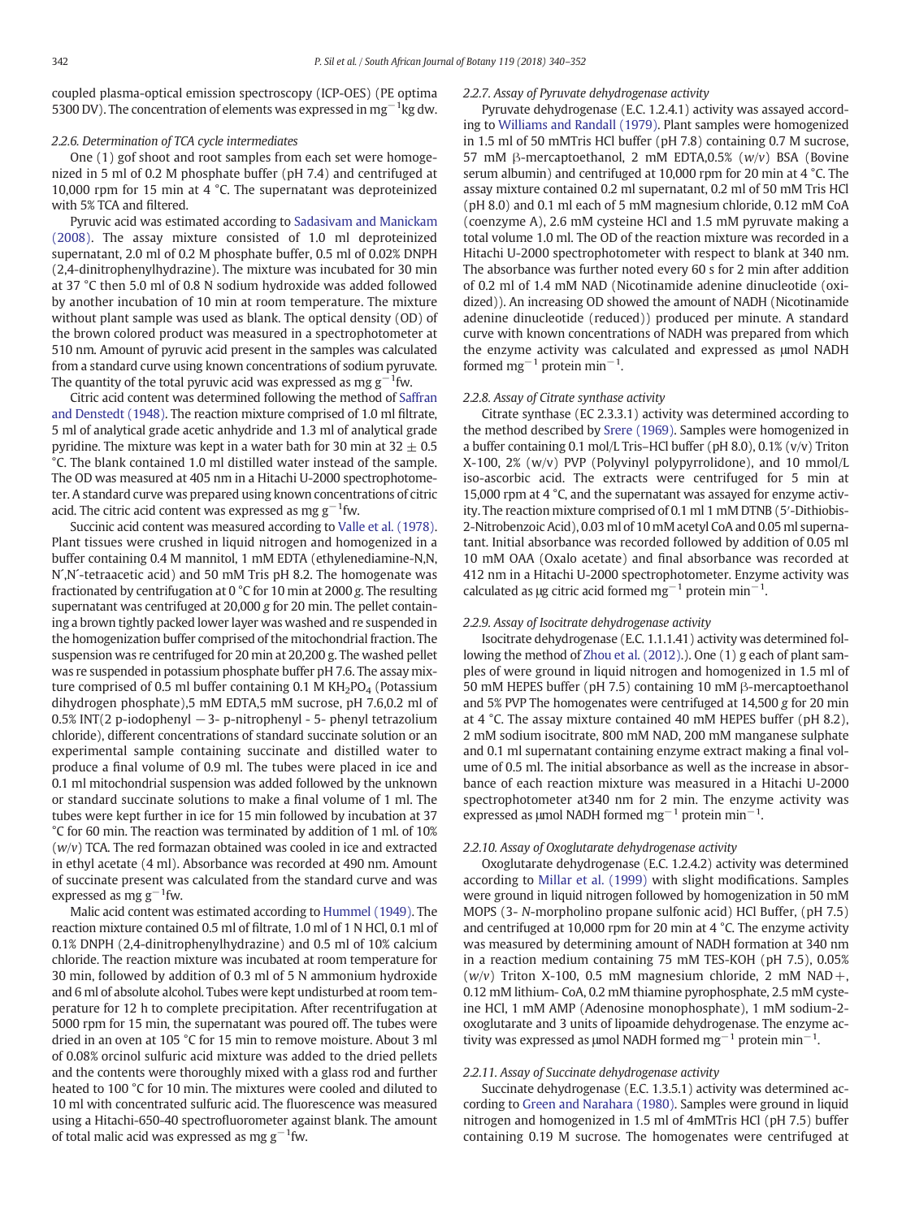coupled plasma-optical emission spectroscopy (ICP-OES) (PE optima 5300 DV). The concentration of elements was expressed in $mg^{-1}kg$ dw.

#### 2.2.6. Determination of TCA cycle intermediates

One (1) gof shoot and root samples from each set were homogenized in 5 ml of 0.2 M phosphate buffer (pH 7.4) and centrifuged at 10,000 rpm for 15 min at 4 °C. The supernatant was deproteinized with 5% TCA and filtered.

Pyruvic acid was estimated according to Sadasivam and Manickam (2008). The assay mixture consisted of 1.0 ml deproteinized supernatant, 2.0 ml of 0.2 M phosphate buffer, 0.5 ml of 0.02% DNPH (2,4-dinitrophenylhydrazine). The mixture was incubated for 30 min at 37 °C then 5.0 ml of 0.8 N sodium hydroxide was added followed by another incubation of 10 min at room temperature. The mixture without plant sample was used as blank. The optical density (OD) of the brown colored product was measured in a spectrophotometer at 510 nm. Amount of pyruvic acid present in the samples was calculated from a standard curve using known concentrations of sodium pyruvate. The quantity of the total pyruvic acid was expressed as mg $g^{-1}$fw.

Citric acid content was determined following the method of Saffran and Denstedt (1948). The reaction mixture comprised of 1.0 ml filtrate, 5 ml of analytical grade acetic anhydride and 1.3 ml of analytical grade pyridine. The mixture was kept in a water bath for 30 min at 32 ± 0.5 °C. The blank contained 1.0 ml distilled water instead of the sample. The OD was measured at 405 nm in a Hitachi U-2000 spectrophotometer. A standard curve was prepared using known concentrations of citric acid. The citric acid content was expressed as mg $g^{-1}$fw.

Succinic acid content was measured according to Valle et al. (1978). Plant tissues were crushed in liquid nitrogen and homogenized in a buffer containing 0.4 M mannitol, 1 mM EDTA (ethylenediamine-N,N, N′,N′-tetraacetic acid) and 50 mM Tris pH 8.2. The homogenate was fractionated by centrifugation at 0 °C for 10 min at 2000 *g*. The resulting supernatant was centrifuged at 20,000 *g* for 20 min. The pellet containing a brown tightly packed lower layer was washed and re suspended in the homogenization buffer comprised of the mitochondrial fraction. The suspension was re centrifuged for 20 min at 20,200 g. The washed pellet was re suspended in potassium phosphate buffer pH 7.6. The assay mixture comprised of 0.5 ml buffer containing 0.1 M $KH_2PO_4$ (Potassium dihydrogen phosphate),5 mM EDTA,5 mM sucrose, pH 7.6,0.2 ml of 0.5% INT(2 p-iodophenyl − 3- p-nitrophenyl - 5- phenyl tetrazolium chloride), different concentrations of standard succinate solution or an experimental sample containing succinate and distilled water to produce a final volume of 0.9 ml. The tubes were placed in ice and 0.1 ml mitochondrial suspension was added followed by the unknown or standard succinate solutions to make a final volume of 1 ml. The tubes were kept further in ice for 15 min followed by incubation at 37 °C for 60 min. The reaction was terminated by addition of 1 ml. of 10% (*w*/*v*) TCA. The red formazan obtained was cooled in ice and extracted in ethyl acetate (4 ml). Absorbance was recorded at 490 nm. Amount of succinate present was calculated from the standard curve and was expressed as mg $g^{-1}$fw.

Malic acid content was estimated according to Hummel (1949). The reaction mixture contained 0.5 ml of filtrate, 1.0 ml of 1 N HCl, 0.1 ml of 0.1% DNPH (2,4-dinitrophenylhydrazine) and 0.5 ml of 10% calcium chloride. The reaction mixture was incubated at room temperature for 30 min, followed by addition of 0.3 ml of 5 N ammonium hydroxide and 6 ml of absolute alcohol. Tubes were kept undisturbed at room temperature for 12 h to complete precipitation. After recentrifugation at 5000 rpm for 15 min, the supernatant was poured off. The tubes were dried in an oven at 105 °C for 15 min to remove moisture. About 3 ml of 0.08% orcinol sulfuric acid mixture was added to the dried pellets and the contents were thoroughly mixed with a glass rod and further heated to 100 °C for 10 min. The mixtures were cooled and diluted to 10 ml with concentrated sulfuric acid. The fluorescence was measured using a Hitachi-650-40 spectrofluorometer against blank. The amount of total malic acid was expressed as mg $g^{-1}$fw.

#### 2.2.7. Assay of Pyruvate dehydrogenase activity

Pyruvate dehydrogenase (E.C. 1.2.4.1) activity was assayed according to Williams and Randall (1979). Plant samples were homogenized in 1.5 ml of 50 mMTris HCl buffer (pH 7.8) containing 0.7 M sucrose, 57 mM β-mercaptoethanol, 2 mM EDTA,0.5% (*w*/*v*) BSA (Bovine serum albumin) and centrifuged at 10,000 rpm for 20 min at 4 °C. The assay mixture contained 0.2 ml supernatant, 0.2 ml of 50 mM Tris HCl (pH 8.0) and 0.1 ml each of 5 mM magnesium chloride, 0.12 mM CoA (coenzyme A), 2.6 mM cysteine HCl and 1.5 mM pyruvate making a total volume 1.0 ml. The OD of the reaction mixture was recorded in a Hitachi U-2000 spectrophotometer with respect to blank at 340 nm. The absorbance was further noted every 60 s for 2 min after addition of 0.2 ml of 1.4 mM NAD (Nicotinamide adenine dinucleotide (oxidized)). An increasing OD showed the amount of NADH (Nicotinamide adenine dinucleotide (reduced)) produced per minute. A standard curve with known concentrations of NADH was prepared from which the enzyme activity was calculated and expressed as μmol NADH formed $mg^{-1}$ protein $min^{-1}$.

#### 2.2.8. Assay of Citrate synthase activity

Citrate synthase (EC 2.3.3.1) activity was determined according to the method described by Srere (1969). Samples were homogenized in a buffer containing 0.1 mol/L Tris–HCl buffer (pH 8.0), 0.1% (v/v) Triton X-100, 2% (w/v) PVP (Polyvinyl polypyrrolidone), and 10 mmol/L iso-ascorbic acid. The extracts were centrifuged for 5 min at 15,000 rpm at 4 °C, and the supernatant was assayed for enzyme activity. The reaction mixture comprised of 0.1 ml 1 mM DTNB (5′-Dithiobis-2-Nitrobenzoic Acid), 0.03 ml of 10 mM acetyl CoA and 0.05 ml supernatant. Initial absorbance was recorded followed by addition of 0.05 ml 10 mM OAA (Oxalo acetate) and final absorbance was recorded at 412 nm in a Hitachi U-2000 spectrophotometer. Enzyme activity was calculated as μg citric acid formed $mg^{-1}$ protein $min^{-1}$.

#### 2.2.9. Assay of Isocitrate dehydrogenase activity

Isocitrate dehydrogenase (E.C. 1.1.1.41) activity was determined following the method of Zhou et al. (2012).). One (1) g each of plant samples of were ground in liquid nitrogen and homogenized in 1.5 ml of 50 mM HEPES buffer (pH 7.5) containing 10 mM β-mercaptoethanol and 5% PVP The homogenates were centrifuged at 14,500 *g* for 20 min at 4 °C. The assay mixture contained 40 mM HEPES buffer (pH 8.2), 2 mM sodium isocitrate, 800 mM NAD, 200 mM manganese sulphate and 0.1 ml supernatant containing enzyme extract making a final volume of 0.5 ml. The initial absorbance as well as the increase in absorbance of each reaction mixture was measured in a Hitachi U-2000 spectrophotometer at340 nm for 2 min. The enzyme activity was expressed as μmol NADH formed $mg^{-1}$ protein $min^{-1}$.

#### 2.2.10. Assay of Oxoglutarate dehydrogenase activity

Oxoglutarate dehydrogenase (E.C. 1.2.4.2) activity was determined according to Millar et al. (1999) with slight modifications. Samples were ground in liquid nitrogen followed by homogenization in 50 mM MOPS (3- *N*-morpholino propane sulfonic acid) HCl Buffer, (pH 7.5) and centrifuged at 10,000 rpm for 20 min at 4 °C. The enzyme activity was measured by determining amount of NADH formation at 340 nm in a reaction medium containing 75 mM TES-KOH (pH 7.5), 0.05% (*w*/*v*) Triton X-100, 0.5 mM magnesium chloride, 2 mM NAD+, 0.12 mM lithium- CoA, 0.2 mM thiamine pyrophosphate, 2.5 mM cysteine HCl, 1 mM AMP (Adenosine monophosphate), 1 mM sodium-2-oxoglutarate and 3 units of lipoamide dehydrogenase. The enzyme activity was expressed as μmol NADH formed $mg^{-1}$ protein $min^{-1}$.

#### 2.2.11. Assay of Succinate dehydrogenase activity

Succinate dehydrogenase (E.C. 1.3.5.1) activity was determined according to Green and Narahara (1980). Samples were ground in liquid nitrogen and homogenized in 1.5 ml of 4mMTris HCl (pH 7.5) buffer containing 0.19 M sucrose. The homogenates were centrifuged at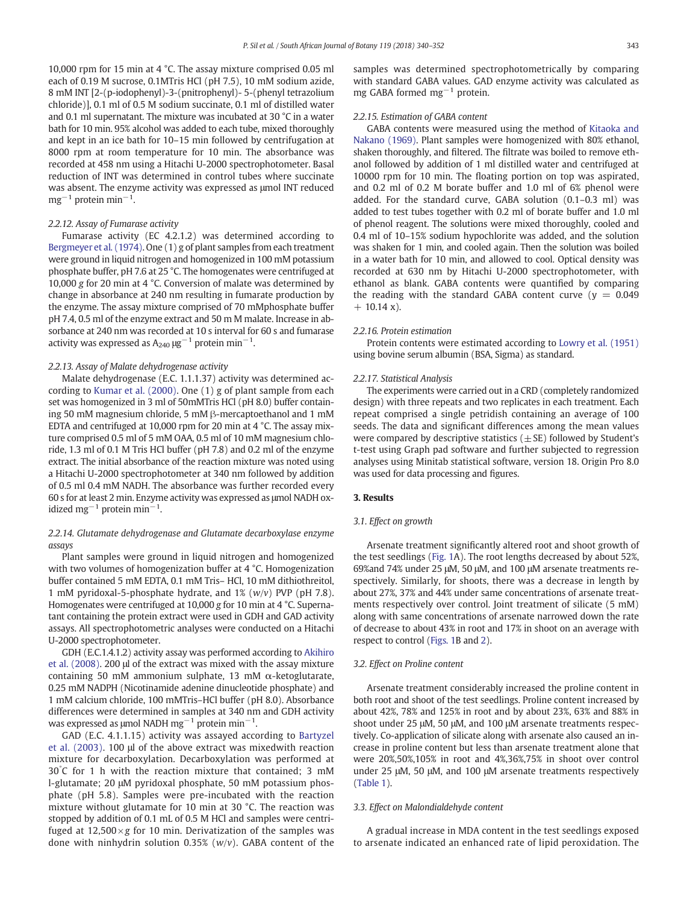10,000 rpm for 15 min at 4 °C. The assay mixture comprised 0.05 ml each of 0.19 M sucrose, 0.1MTris HCl (pH 7.5), 10 mM sodium azide, 8 mM INT [2-(p-iodophenyl)-3-(pnitrophenyl)- 5-(phenyl tetrazolium chloride)], 0.1 ml of 0.5 M sodium succinate, 0.1 ml of distilled water and 0.1 ml supernatant. The mixture was incubated at 30 °C in a water bath for 10 min. 95% alcohol was added to each tube, mixed thoroughly and kept in an ice bath for 10–15 min followed by centrifugation at 8000 rpm at room temperature for 10 min. The absorbance was recorded at 458 nm using a Hitachi U-2000 spectrophotometer. Basal reduction of INT was determined in control tubes where succinate was absent. The enzyme activity was expressed as μmol INT reduced $mg^{-1}$ protein $min^{-1}$.

#### 2.2.12. Assay of Fumarase activity

Fumarase activity (EC 4.2.1.2) was determined according to Bergmeyer et al. (1974). One (1) g of plant samples from each treatment were ground in liquid nitrogen and homogenized in 100 mM potassium phosphate buffer, pH 7.6 at 25 °C. The homogenates were centrifuged at 10,000 g for 20 min at 4 °C. Conversion of malate was determined by change in absorbance at 240 nm resulting in fumarate production by the enzyme. The assay mixture comprised of 70 mMphosphate buffer pH 7.4, 0.5 ml of the enzyme extract and 50 m M malate. Increase in absorbance at 240 nm was recorded at 10 s interval for 60 s and fumarase activity was expressed as $A_{240}$ $\mu g^{-1}$ protein $min^{-1}$.

#### 2.2.13. Assay of Malate dehydrogenase activity

Malate dehydrogenase (E.C. 1.1.1.37) activity was determined according to Kumar et al. (2000). One (1) g of plant sample from each set was homogenized in 3 ml of 50mMTris HCl (pH 8.0) buffer containing 50 mM magnesium chloride, 5 mM β-mercaptoethanol and 1 mM EDTA and centrifuged at 10,000 rpm for 20 min at 4 °C. The assay mixture comprised 0.5 ml of 5 mM OAA, 0.5 ml of 10 mM magnesium chloride, 1.3 ml of 0.1 M Tris HCl buffer (pH 7.8) and 0.2 ml of the enzyme extract. The initial absorbance of the reaction mixture was noted using a Hitachi U-2000 spectrophotometer at 340 nm followed by addition of 0.5 ml 0.4 mM NADH. The absorbance was further recorded every 60 s for at least 2 min. Enzyme activity was expressed as μmol NADH oxidized $mg^{-1}$ protein $min^{-1}$.

#### 2.2.14. Glutamate dehydrogenase and Glutamate decarboxylase enzyme assays

Plant samples were ground in liquid nitrogen and homogenized with two volumes of homogenization buffer at 4 °C. Homogenization buffer contained 5 mM EDTA, 0.1 mM Tris– HCl, 10 mM dithiothreitol, 1 mM pyridoxal-5-phosphate hydrate, and 1% (*w*/*v*) PVP (pH 7.8). Homogenates were centrifuged at 10,000 g for 10 min at 4 °C. Supernatant containing the protein extract were used in GDH and GAD activity assays. All spectrophotometric analyses were conducted on a Hitachi U-2000 spectrophotometer.

GDH (E.C.1.4.1.2) activity assay was performed according to Akihiro et al. (2008). 200 μl of the extract was mixed with the assay mixture containing 50 mM ammonium sulphate, 13 mM α-ketoglutarate, 0.25 mM NADPH (Nicotinamide adenine dinucleotide phosphate) and 1 mM calcium chloride, 100 mMTris–HCl buffer (pH 8.0). Absorbance differences were determined in samples at 340 nm and GDH activity was expressed as μmol NADH $mg^{-1}$ protein $min^{-1}$.

GAD (E.C. 4.1.1.15) activity was assayed according to Bartyzel et al. (2003). 100 μl of the above extract was mixedwith reaction mixture for decarboxylation. Decarboxylation was performed at 30°C for 1 h with the reaction mixture that contained; 3 mM l-glutamate; 20 μM pyridoxal phosphate, 50 mM potassium phosphate (pH 5.8). Samples were pre-incubated with the reaction mixture without glutamate for 10 min at 30 °C. The reaction was stopped by addition of 0.1 mL of 0.5 M HCl and samples were centrifuged at 12,500 × g for 10 min. Derivatization of the samples was done with ninhydrin solution 0.35% (*w*/*v*). GABA content of the samples was determined spectrophotometrically by comparing with standard GABA values. GAD enzyme activity was calculated as mg GABA formed $mg^{-1}$ protein.

#### 2.2.15. Estimation of GABA content

GABA contents were measured using the method of Kitaoka and Nakano (1969). Plant samples were homogenized with 80% ethanol, shaken thoroughly, and filtered. The filtrate was boiled to remove ethanol followed by addition of 1 ml distilled water and centrifuged at 10000 rpm for 10 min. The floating portion on top was aspirated, and 0.2 ml of 0.2 M borate buffer and 1.0 ml of 6% phenol were added. For the standard curve, GABA solution (0.1–0.3 ml) was added to test tubes together with 0.2 ml of borate buffer and 1.0 ml of phenol reagent. The solutions were mixed thoroughly, cooled and 0.4 ml of 10–15% sodium hypochlorite was added, and the solution was shaken for 1 min, and cooled again. Then the solution was boiled in a water bath for 10 min, and allowed to cool. Optical density was recorded at 630 nm by Hitachi U-2000 spectrophotometer, with ethanol as blank. GABA contents were quantified by comparing the reading with the standard GABA content curve ($y = 0.049 + 10.14\ x$).

#### 2.2.16. Protein estimation

Protein contents were estimated according to Lowry et al. (1951) using bovine serum albumin (BSA, Sigma) as standard.

#### 2.2.17. Statistical Analysis

The experiments were carried out in a CRD (completely randomized design) with three repeats and two replicates in each treatment. Each repeat comprised a single petridish containing an average of 100 seeds. The data and significant differences among the mean values were compared by descriptive statistics (±SE) followed by Student's t-test using Graph pad software and further subjected to regression analyses using Minitab statistical software, version 18. Origin Pro 8.0 was used for data processing and figures.

## 3. Results

### 3.1. Effect on growth

Arsenate treatment significantly altered root and shoot growth of the test seedlings (Fig. 1A). The root lengths decreased by about 52%, 69%and 74% under 25 μM, 50 μM, and 100 μM arsenate treatments respectively. Similarly, for shoots, there was a decrease in length by about 27%, 37% and 44% under same concentrations of arsenate treatments respectively over control. Joint treatment of silicate (5 mM) along with same concentrations of arsenate narrowed down the rate of decrease to about 43% in root and 17% in shoot on an average with respect to control (Figs. 1B and 2).

### 3.2. Effect on Proline content

Arsenate treatment considerably increased the proline content in both root and shoot of the test seedlings. Proline content increased by about 42%, 78% and 125% in root and by about 23%, 63% and 88% in shoot under 25 μM, 50 μM, and 100 μM arsenate treatments respectively. Co-application of silicate along with arsenate also caused an increase in proline content but less than arsenate treatment alone that were 20%,50%,105% in root and 4%,36%,75% in shoot over control under 25 μM, 50 μM, and 100 μM arsenate treatments respectively (Table 1).

### 3.3. Effect on Malondialdehyde content

A gradual increase in MDA content in the test seedlings exposed to arsenate indicated an enhanced rate of lipid peroxidation. The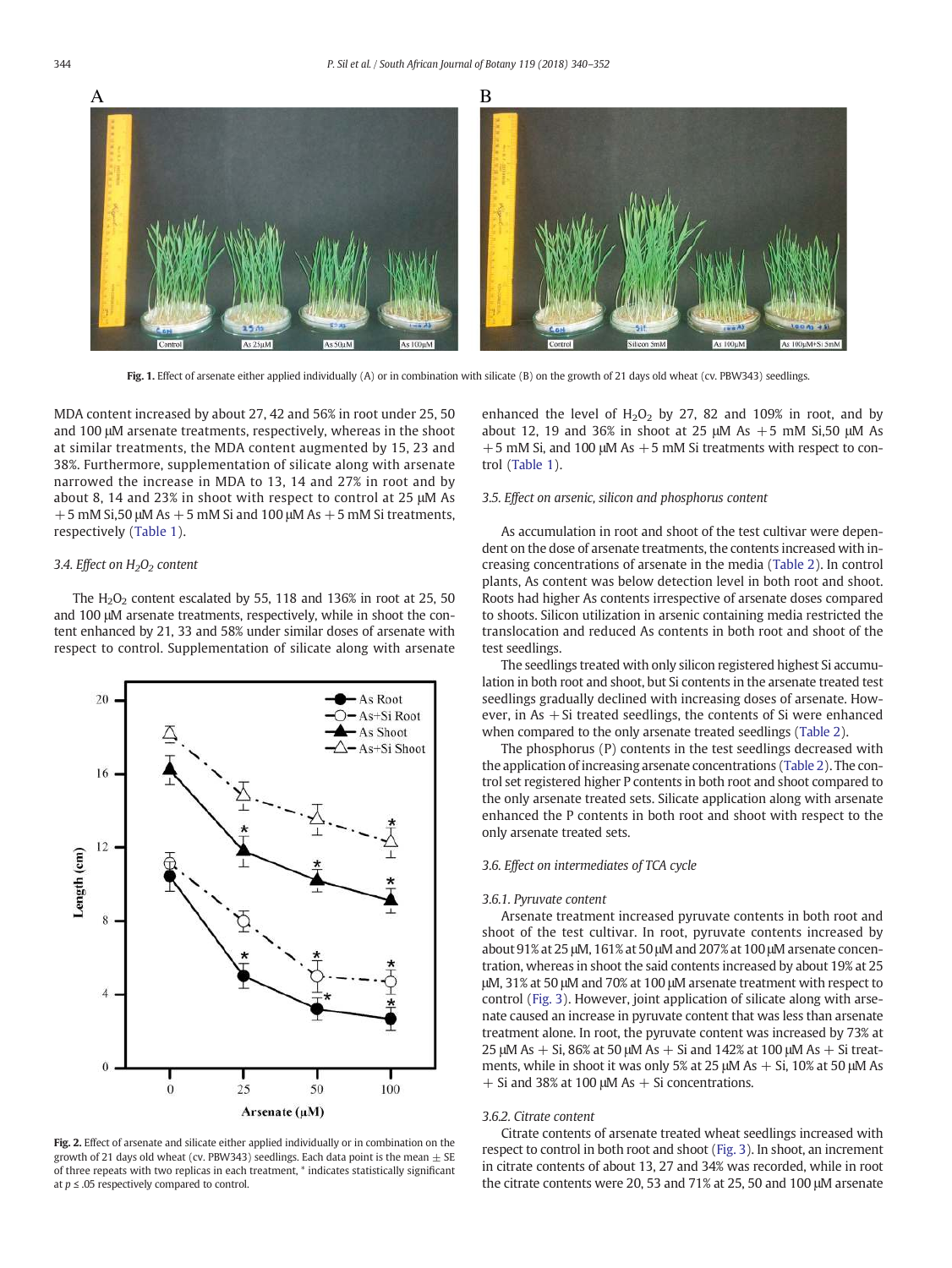**Fig. 1.** Effect of arsenate either applied individually (A) or in combination with silicate (B) on the growth of 21 days old wheat (cv. PBW343) seedlings.

MDA content increased by about 27, 42 and 56% in root under 25, 50 and 100 μM arsenate treatments, respectively, whereas in the shoot at similar treatments, the MDA content augmented by 15, 23 and 38%. Furthermore, supplementation of silicate along with arsenate narrowed the increase in MDA to 13, 14 and 27% in root and by about 8, 14 and 23% in shoot with respect to control at 25 μM As + 5 mM Si,50 μM As + 5 mM Si and 100 μM As + 5 mM Si treatments, respectively (Table 1).

### 3.4. Effect on $H_2O_2$ content

The $H_2O_2$ content escalated by 55, 118 and 136% in root at 25, 50 and 100 μM arsenate treatments, respectively, while in shoot the content enhanced by 21, 33 and 58% under similar doses of arsenate with respect to control. Supplementation of silicate along with arsenate enhanced the level of $H_2O_2$ by 27, 82 and 109% in root, and by about 12, 19 and 36% in shoot at 25 μM As + 5 mM Si,50 μM As + 5 mM Si, and 100 μM As + 5 mM Si treatments with respect to control (Table 1).

**Fig. 2.** Effect of arsenate and silicate either applied individually or in combination on the growth of 21 days old wheat (cv. PBW343) seedlings. Each data point is the mean ± SE of three repeats with two replicas in each treatment, * indicates statistically significant at $p \leq .05$ respectively compared to control.

### 3.5. Effect on arsenic, silicon and phosphorus content

As accumulation in root and shoot of the test cultivar were dependent on the dose of arsenate treatments, the contents increased with increasing concentrations of arsenate in the media (Table 2). In control plants, As content was below detection level in both root and shoot. Roots had higher As contents irrespective of arsenate doses compared to shoots. Silicon utilization in arsenic containing media restricted the translocation and reduced As contents in both root and shoot of the test seedlings.

The seedlings treated with only silicon registered highest Si accumulation in both root and shoot, but Si contents in the arsenate treated test seedlings gradually declined with increasing doses of arsenate. However, in As + Si treated seedlings, the contents of Si were enhanced when compared to the only arsenate treated seedlings (Table 2).

The phosphorus (P) contents in the test seedlings decreased with the application of increasing arsenate concentrations (Table 2). The control set registered higher P contents in both root and shoot compared to the only arsenate treated sets. Silicate application along with arsenate enhanced the P contents in both root and shoot with respect to the only arsenate treated sets.

### 3.6. Effect on intermediates of TCA cycle

#### 3.6.1. Pyruvate content

Arsenate treatment increased pyruvate contents in both root and shoot of the test cultivar. In root, pyruvate contents increased by about 91% at 25 μM, 161% at 50 μM and 207% at 100 μM arsenate concentration, whereas in shoot the said contents increased by about 19% at 25 μM, 31% at 50 μM and 70% at 100 μM arsenate treatment with respect to control (Fig. 3). However, joint application of silicate along with arsenate caused an increase in pyruvate content that was less than arsenate treatment alone. In root, the pyruvate content was increased by 73% at 25 μM As + Si, 86% at 50 μM As + Si and 142% at 100 μM As + Si treatments, while in shoot it was only 5% at 25 μM As + Si, 10% at 50 μM As + Si and 38% at 100 μM As + Si concentrations.

#### 3.6.2. Citrate content

Citrate contents of arsenate treated wheat seedlings increased with respect to control in both root and shoot (Fig. 3). In shoot, an increment in citrate contents of about 13, 27 and 34% was recorded, while in root the citrate contents were 20, 53 and 71% at 25, 50 and 100 μM arsenate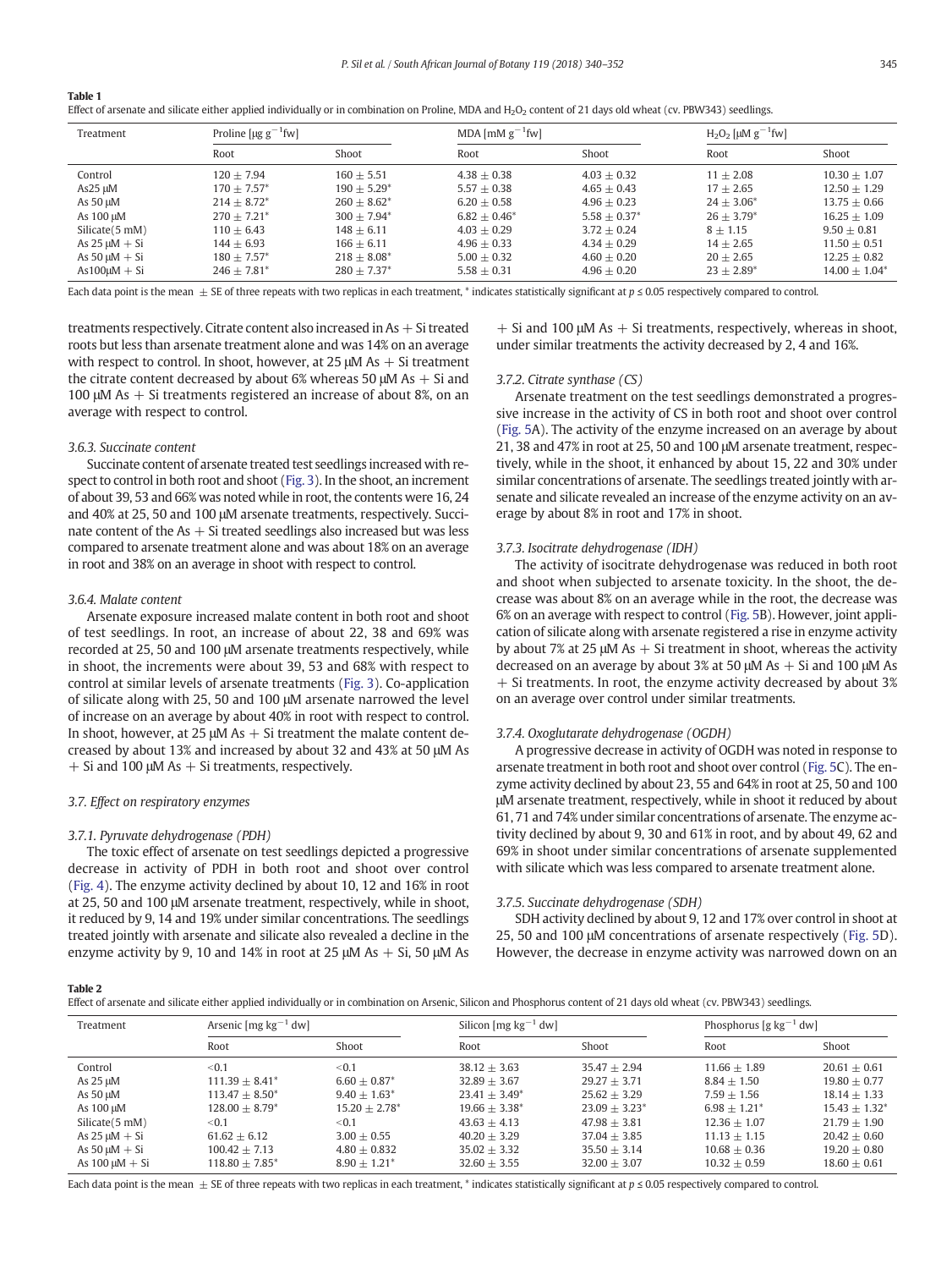**Table 1**
Effect of arsenate and silicate either applied individually or in combination on Proline, MDA and $H_2O_2$ content of 21 days old wheat (cv. PBW343) seedlings.

| Treatment | Proline [μg $g^{-1}$fw] | | MDA [mM $g^{-1}$fw] | | $H_2O_2$ [μM $g^{-1}$fw] | |
|---|---|---|---|---|---|---|
| | Root | Shoot | Root | Shoot | Root | Shoot |
| Control | 120 ± 7.94 | 160 ± 5.51 | 4.38 ± 0.38 | 4.03 ± 0.32 | 11 ± 2.08 | 10.30 ± 1.07 |
| As25 μM | 170 ± 7.57* | 190 ± 5.29* | 5.57 ± 0.38 | 4.65 ± 0.43 | 17 ± 2.65 | 12.50 ± 1.29 |
| As 50 μM | 214 ± 8.72* | 260 ± 8.62* | 6.20 ± 0.58 | 4.96 ± 0.23 | 24 ± 3.06* | 13.75 ± 0.66 |
| As 100 μM | 270 ± 7.21* | 300 ± 7.94* | 6.82 ± 0.46* | 5.58 ± 0.37* | 26 ± 3.79* | 16.25 ± 1.09 |
| Silicate(5 mM) | 110 ± 6.43 | 148 ± 6.11 | 4.03 ± 0.29 | 3.72 ± 0.24 | 8 ± 1.15 | 9.50 ± 0.81 |
| As 25 μM + Si | 144 ± 6.93 | 166 ± 6.11 | 4.96 ± 0.33 | 4.34 ± 0.29 | 14 ± 2.65 | 11.50 ± 0.51 |
| As 50 μM + Si | 180 ± 7.57* | 218 ± 8.08* | 5.00 ± 0.32 | 4.60 ± 0.20 | 20 ± 2.65 | 12.25 ± 0.82 |
| As100μM + Si | 246 ± 7.81* | 280 ± 7.37* | 5.58 ± 0.31 | 4.96 ± 0.20 | 23 ± 2.89* | 14.00 ± 1.04* |

Each data point is the mean ± SE of three repeats with two replicas in each treatment, * indicates statistically significant at $p \le 0.05$ respectively compared to control.

treatments respectively. Citrate content also increased in As + Si treated roots but less than arsenate treatment alone and was 14% on an average with respect to control. In shoot, however, at 25 μM As + Si treatment the citrate content decreased by about 6% whereas 50 μM As + Si and 100 μM As + Si treatments registered an increase of about 8%, on an average with respect to control.

#### 3.6.3. Succinate content

Succinate content of arsenate treated test seedlings increased with respect to control in both root and shoot (Fig. 3). In the shoot, an increment of about 39, 53 and 66% was noted while in root, the contents were 16, 24 and 40% at 25, 50 and 100 μM arsenate treatments, respectively. Succinate content of the As + Si treated seedlings also increased but was less compared to arsenate treatment alone and was about 18% on an average in root and 38% on an average in shoot with respect to control.

#### 3.6.4. Malate content

Arsenate exposure increased malate content in both root and shoot of test seedlings. In root, an increase of about 22, 38 and 69% was recorded at 25, 50 and 100 μM arsenate treatments respectively, while in shoot, the increments were about 39, 53 and 68% with respect to control at similar levels of arsenate treatments (Fig. 3). Co-application of silicate along with 25, 50 and 100 μM arsenate narrowed the level of increase on an average by about 40% in root with respect to control. In shoot, however, at 25 μM As + Si treatment the malate content decreased by about 13% and increased by about 32 and 43% at 50 μM As + Si and 100 μM As + Si treatments, respectively.

### 3.7. Effect on respiratory enzymes

#### 3.7.1. Pyruvate dehydrogenase (PDH)

The toxic effect of arsenate on test seedlings depicted a progressive decrease in activity of PDH in both root and shoot over control (Fig. 4). The enzyme activity declined by about 10, 12 and 16% in root at 25, 50 and 100 μM arsenate treatment, respectively, while in shoot, it reduced by 9, 14 and 19% under similar concentrations. The seedlings treated jointly with arsenate and silicate also revealed a decline in the enzyme activity by 9, 10 and 14% in root at 25 μM As + Si, 50 μM As + Si and 100 μM As + Si treatments, respectively, whereas in shoot, under similar treatments the activity decreased by 2, 4 and 16%.

#### 3.7.2. Citrate synthase (CS)

Arsenate treatment on the test seedlings demonstrated a progressive increase in the activity of CS in both root and shoot over control (Fig. 5A). The activity of the enzyme increased on an average by about 21, 38 and 47% in root at 25, 50 and 100 μM arsenate treatment, respectively, while in the shoot, it enhanced by about 15, 22 and 30% under similar concentrations of arsenate. The seedlings treated jointly with arsenate and silicate revealed an increase of the enzyme activity on an average by about 8% in root and 17% in shoot.

#### 3.7.3. Isocitrate dehydrogenase (IDH)

The activity of isocitrate dehydrogenase was reduced in both root and shoot when subjected to arsenate toxicity. In the shoot, the decrease was about 8% on an average while in the root, the decrease was 6% on an average with respect to control (Fig. 5B). However, joint application of silicate along with arsenate registered a rise in enzyme activity by about 7% at 25 μM As + Si treatment in shoot, whereas the activity decreased on an average by about 3% at 50 μM As + Si and 100 μM As + Si treatments. In root, the enzyme activity decreased by about 3% on an average over control under similar treatments.

#### 3.7.4. Oxoglutarate dehydrogenase (OGDH)

A progressive decrease in activity of OGDH was noted in response to arsenate treatment in both root and shoot over control (Fig. 5C). The enzyme activity declined by about 23, 55 and 64% in root at 25, 50 and 100 μM arsenate treatment, respectively, while in shoot it reduced by about 61, 71 and 74% under similar concentrations of arsenate. The enzyme activity declined by about 9, 30 and 61% in root, and by about 49, 62 and 69% in shoot under similar concentrations of arsenate supplemented with silicate which was less compared to arsenate treatment alone.

#### 3.7.5. Succinate dehydrogenase (SDH)

SDH activity declined by about 9, 12 and 17% over control in shoot at 25, 50 and 100 μM concentrations of arsenate respectively (Fig. 5D). However, the decrease in enzyme activity was narrowed down on an

**Table 2**
Effect of arsenate and silicate either applied individually or in combination on Arsenic, Silicon and Phosphorus content of 21 days old wheat (cv. PBW343) seedlings.

| Treatment | Arsenic [mg $kg^{-1}$ dw] | | Silicon [mg $kg^{-1}$ dw] | | Phosphorus [g $kg^{-1}$ dw] | |
|---|---|---|---|---|---|---|
| | Root | Shoot | Root | Shoot | Root | Shoot |
| Control | <0.1 | <0.1 | 38.12 ± 3.63 | 35.47 ± 2.94 | 11.66 ± 1.89 | 20.61 ± 0.61 |
| As 25 μM | 111.39 ± 8.41* | 6.60 ± 0.87* | 32.89 ± 3.67 | 29.27 ± 3.71 | 8.84 ± 1.50 | 19.80 ± 0.77 |
| As 50 μM | 113.47 ± 8.50* | 9.40 ± 1.63* | 23.41 ± 3.49* | 25.62 ± 3.29 | 7.59 ± 1.56 | 18.14 ± 1.33 |
| As 100 μM | 128.00 ± 8.79* | 15.20 ± 2.78* | 19.66 ± 3.38* | 23.09 ± 3.23* | 6.98 ± 1.21* | 15.43 ± 1.32* |
| Silicate(5 mM) | <0.1 | <0.1 | 43.63 ± 4.13 | 47.98 ± 3.81 | 12.36 ± 1.07 | 21.79 ± 1.90 |
| As 25 μM + Si | 61.62 ± 6.12 | 3.00 ± 0.55 | 40.20 ± 3.29 | 37.04 ± 3.85 | 11.13 ± 1.15 | 20.42 ± 0.60 |
| As 50 μM + Si | 100.42 ± 7.13 | 4.80 ± 0.832 | 35.02 ± 3.32 | 35.50 ± 3.14 | 10.68 ± 0.36 | 19.20 ± 0.80 |
| As 100 μM + Si | 118.80 ± 7.85* | 8.90 ± 1.21* | 32.60 ± 3.55 | 32.00 ± 3.07 | 10.32 ± 0.59 | 18.60 ± 0.61 |

Each data point is the mean ± SE of three repeats with two replicas in each treatment, * indicates statistically significant at $p \le 0.05$ respectively compared to control.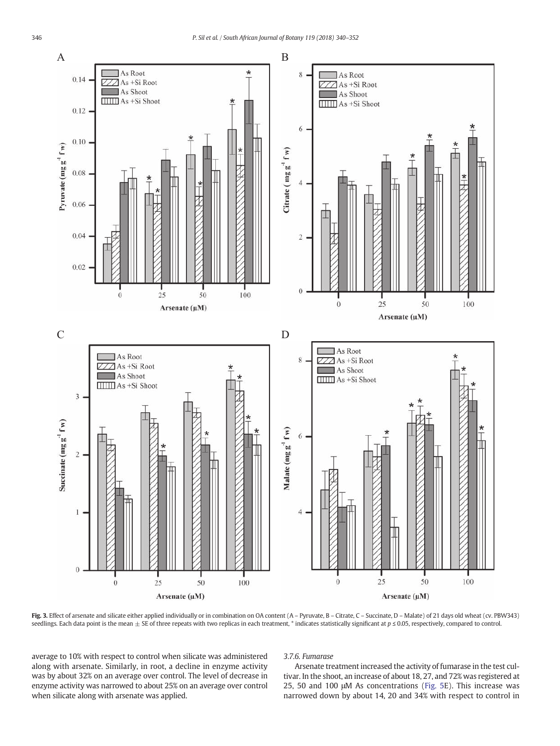**Fig. 3.** Effect of arsenate and silicate either applied individually or in combination on OA content (A – Pyruvate, B – Citrate, C – Succinate, D – Malate) of 21 days old wheat (cv. PBW343) seedlings. Each data point is the mean ± SE of three repeats with two replicas in each treatment, * indicates statistically significant at $p \leq 0.05$, respectively, compared to control.

average to 10% with respect to control when silicate was administered along with arsenate. Similarly, in root, a decline in enzyme activity was by about 32% on an average over control. The level of decrease in enzyme activity was narrowed to about 25% on an average over control when silicate along with arsenate was applied.

### 3.7.6. Fumarase

Arsenate treatment increased the activity of fumarase in the test cultivar. In the shoot, an increase of about 18, 27, and 72% was registered at 25, 50 and 100 μM As concentrations (Fig. 5E). This increase was narrowed down by about 14, 20 and 34% with respect to control in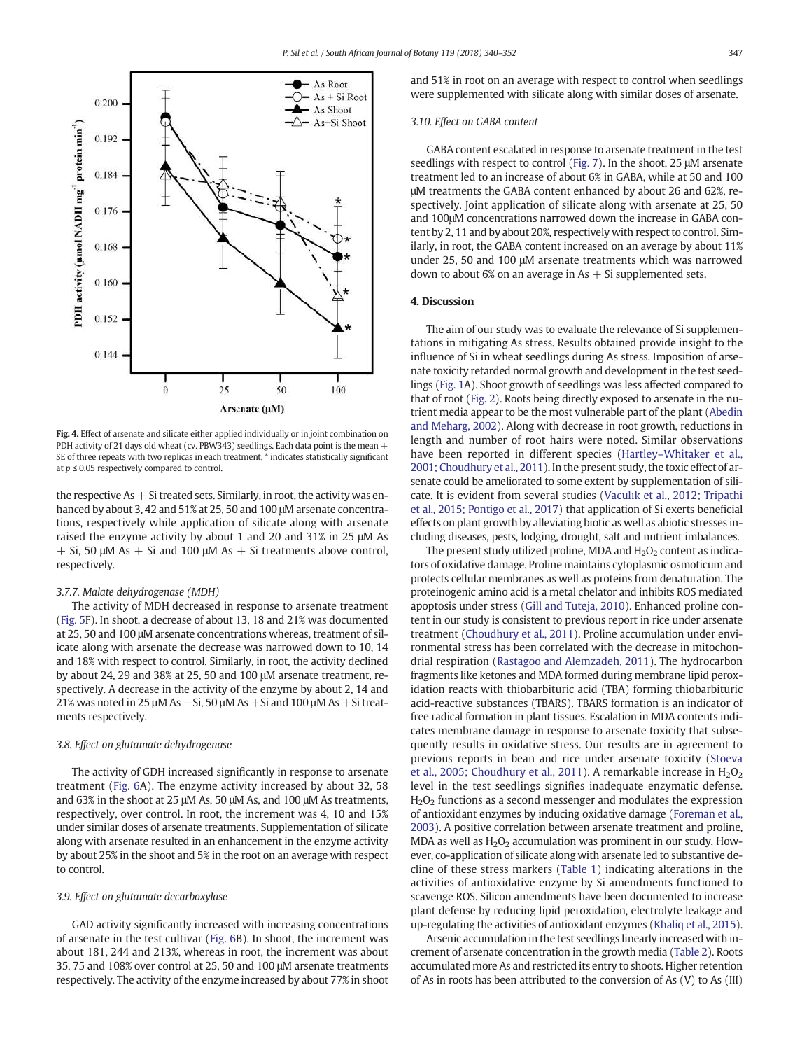**Fig. 4.** Effect of arsenate and silicate either applied individually or in joint combination on PDH activity of 21 days old wheat (cv. PBW343) seedlings. Each data point is the mean ± SE of three repeats with two replicas in each treatment, * indicates statistically significant at $p \leq 0.05$ respectively compared to control.

the respective As + Si treated sets. Similarly, in root, the activity was enhanced by about 3, 42 and 51% at 25, 50 and 100 μM arsenate concentrations, respectively while application of silicate along with arsenate raised the enzyme activity by about 1 and 20 and 31% in 25 μM As + Si, 50 μM As + Si and 100 μM As + Si treatments above control, respectively.

#### 3.7.7. Malate dehydrogenase (MDH)

The activity of MDH decreased in response to arsenate treatment (Fig. 5F). In shoot, a decrease of about 13, 18 and 21% was documented at 25, 50 and 100 μM arsenate concentrations whereas, treatment of silicate along with arsenate the decrease was narrowed down to 10, 14 and 18% with respect to control. Similarly, in root, the activity declined by about 24, 29 and 38% at 25, 50 and 100 μM arsenate treatment, respectively. A decrease in the activity of the enzyme by about 2, 14 and 21% was noted in 25 μM As +Si, 50 μM As +Si and 100 μM As +Si treatments respectively.

### 3.8. Effect on glutamate dehydrogenase

The activity of GDH increased significantly in response to arsenate treatment (Fig. 6A). The enzyme activity increased by about 32, 58 and 63% in the shoot at 25 μM As, 50 μM As, and 100 μM As treatments, respectively, over control. In root, the increment was 4, 10 and 15% under similar doses of arsenate treatments. Supplementation of silicate along with arsenate resulted in an enhancement in the enzyme activity by about 25% in the shoot and 5% in the root on an average with respect to control.

### 3.9. Effect on glutamate decarboxylase

GAD activity significantly increased with increasing concentrations of arsenate in the test cultivar (Fig. 6B). In shoot, the increment was about 181, 244 and 213%, whereas in root, the increment was about 35, 75 and 108% over control at 25, 50 and 100 μM arsenate treatments respectively. The activity of the enzyme increased by about 77% in shoot and 51% in root on an average with respect to control when seedlings were supplemented with silicate along with similar doses of arsenate.

### 3.10. Effect on GABA content

GABA content escalated in response to arsenate treatment in the test seedlings with respect to control (Fig. 7). In the shoot, 25 μM arsenate treatment led to an increase of about 6% in GABA, while at 50 and 100 μM treatments the GABA content enhanced by about 26 and 62%, respectively. Joint application of silicate along with arsenate at 25, 50 and 100μM concentrations narrowed down the increase in GABA content by 2, 11 and by about 20%, respectively with respect to control. Similarly, in root, the GABA content increased on an average by about 11% under 25, 50 and 100 μM arsenate treatments which was narrowed down to about 6% on an average in As + Si supplemented sets.

## 4. Discussion

The aim of our study was to evaluate the relevance of Si supplementations in mitigating As stress. Results obtained provide insight to the influence of Si in wheat seedlings during As stress. Imposition of arsenate toxicity retarded normal growth and development in the test seedlings (Fig. 1A). Shoot growth of seedlings was less affected compared to that of root (Fig. 2). Roots being directly exposed to arsenate in the nutrient media appear to be the most vulnerable part of the plant (Abedin and Meharg, 2002). Along with decrease in root growth, reductions in length and number of root hairs were noted. Similar observations have been reported in different species (Hartley–Whitaker et al., 2001; Choudhury et al., 2011). In the present study, the toxic effect of arsenate could be ameliorated to some extent by supplementation of silicate. It is evident from several studies (Vaculık et al., 2012; Tripathi et al., 2015; Pontigo et al., 2017) that application of Si exerts beneficial effects on plant growth by alleviating biotic as well as abiotic stresses including diseases, pests, lodging, drought, salt and nutrient imbalances.

The present study utilized proline, MDA and $H_2O_2$ content as indicators of oxidative damage. Proline maintains cytoplasmic osmoticum and protects cellular membranes as well as proteins from denaturation. The proteinogenic amino acid is a metal chelator and inhibits ROS mediated apoptosis under stress (Gill and Tuteja, 2010). Enhanced proline content in our study is consistent to previous report in rice under arsenate treatment (Choudhury et al., 2011). Proline accumulation under environmental stress has been correlated with the decrease in mitochondrial respiration (Rastagoo and Alemzadeh, 2011). The hydrocarbon fragments like ketones and MDA formed during membrane lipid peroxidation reacts with thiobarbituric acid (TBA) forming thiobarbituric acid-reactive substances (TBARS). TBARS formation is an indicator of free radical formation in plant tissues. Escalation in MDA contents indicates membrane damage in response to arsenate toxicity that subsequently results in oxidative stress. Our results are in agreement to previous reports in bean and rice under arsenate toxicity (Stoeva et al., 2005; Choudhury et al., 2011). A remarkable increase in $H_2O_2$ level in the test seedlings signifies inadequate enzymatic defense. $H_2O_2$ functions as a second messenger and modulates the expression of antioxidant enzymes by inducing oxidative damage (Foreman et al., 2003). A positive correlation between arsenate treatment and proline, MDA as well as $H_2O_2$ accumulation was prominent in our study. However, co-application of silicate along with arsenate led to substantive decline of these stress markers (Table 1) indicating alterations in the activities of antioxidative enzyme by Si amendments functioned to scavenge ROS. Silicon amendments have been documented to increase plant defense by reducing lipid peroxidation, electrolyte leakage and up-regulating the activities of antioxidant enzymes (Khaliq et al., 2015).

Arsenic accumulation in the test seedlings linearly increased with increment of arsenate concentration in the growth media (Table 2). Roots accumulated more As and restricted its entry to shoots. Higher retention of As in roots has been attributed to the conversion of As (V) to As (III)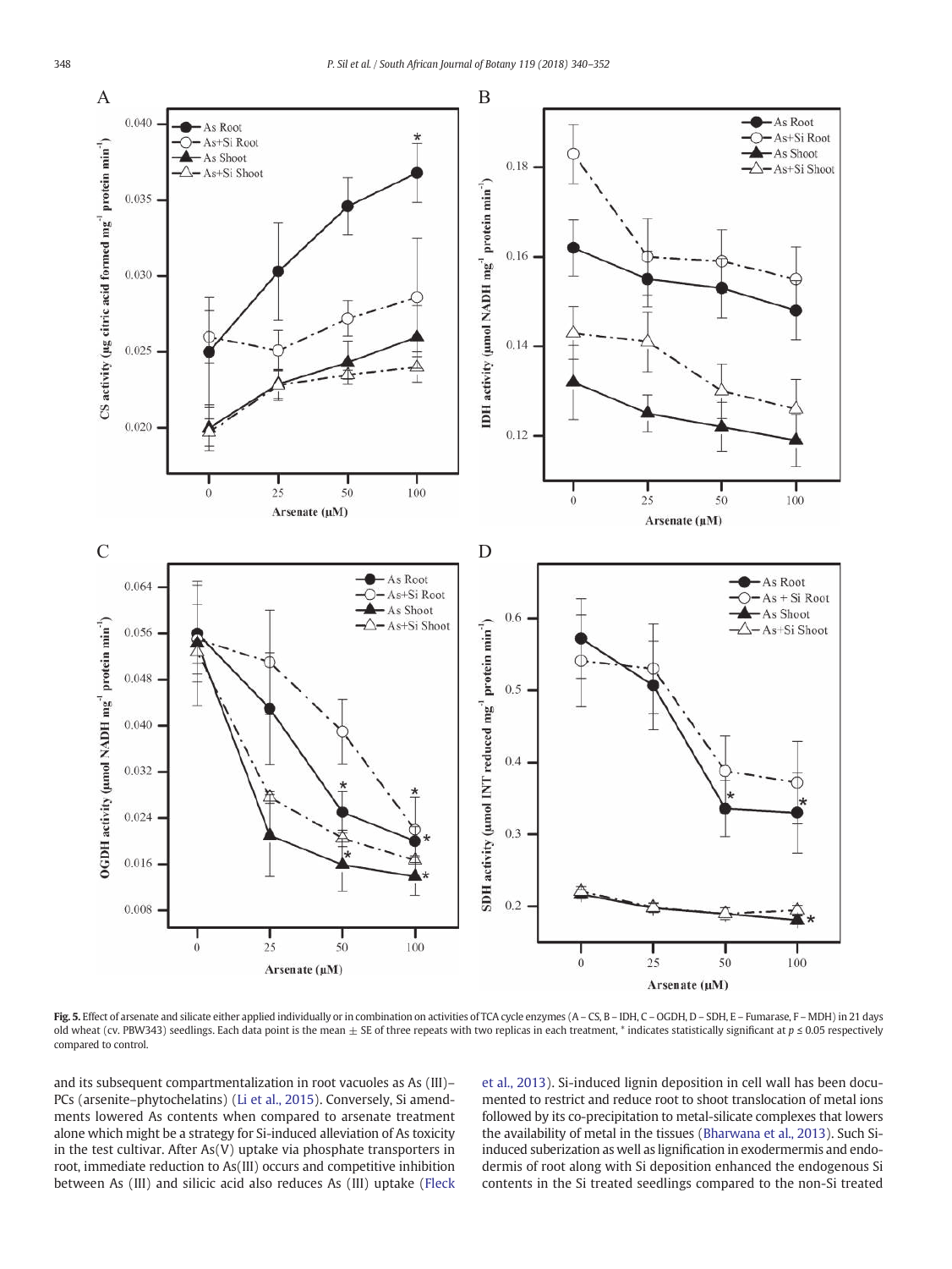**Fig. 5.** Effect of arsenate and silicate either applied individually or in combination on activities of TCA cycle enzymes (A – CS, B – IDH, C – OGDH, D – SDH, E – Fumarase, F – MDH) in 21 days old wheat (cv. PBW343) seedlings. Each data point is the mean ± SE of three repeats with two replicas in each treatment, * indicates statistically significant at $p \leq 0.05$ respectively compared to control.

and its subsequent compartmentalization in root vacuoles as As (III)–PCs (arsenite–phytochelatins) (Li et al., 2015). Conversely, Si amendments lowered As contents when compared to arsenate treatment alone which might be a strategy for Si-induced alleviation of As toxicity in the test cultivar. After As(V) uptake via phosphate transporters in root, immediate reduction to As(III) occurs and competitive inhibition between As (III) and silicic acid also reduces As (III) uptake (Fleck et al., 2013). Si-induced lignin deposition in cell wall has been documented to restrict and reduce root to shoot translocation of metal ions followed by its co-precipitation to metal-silicate complexes that lowers the availability of metal in the tissues (Bharwana et al., 2013). Such Si-induced suberization as well as lignification in exodermermis and endodermis of root along with Si deposition enhanced the endogenous Si contents in the Si treated seedlings compared to the non-Si treated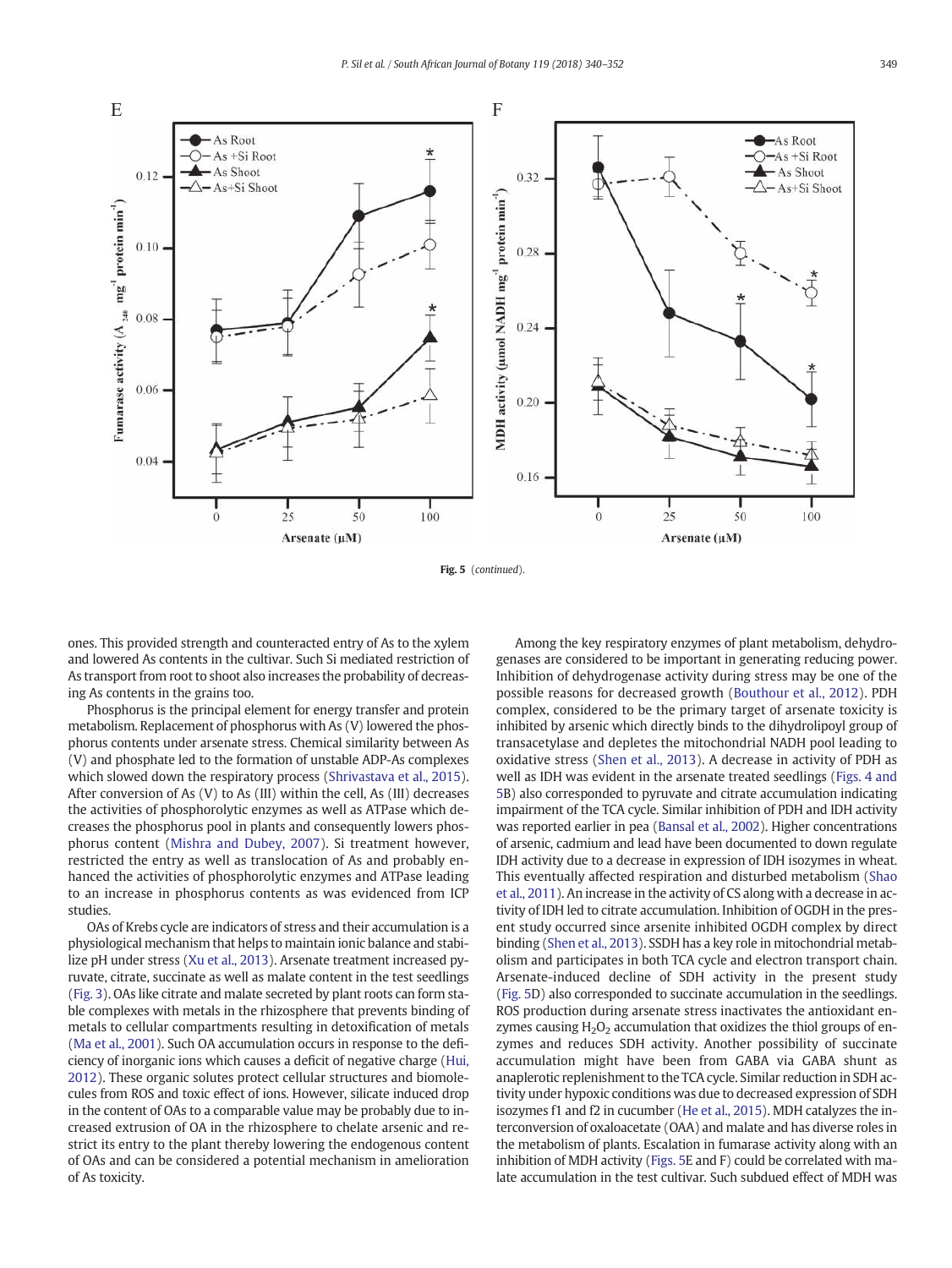Fig. 5 (*continued*).

ones. This provided strength and counteracted entry of As to the xylem and lowered As contents in the cultivar. Such Si mediated restriction of As transport from root to shoot also increases the probability of decreasing As contents in the grains too.

Phosphorus is the principal element for energy transfer and protein metabolism. Replacement of phosphorus with As (V) lowered the phosphorus contents under arsenate stress. Chemical similarity between As (V) and phosphate led to the formation of unstable ADP-As complexes which slowed down the respiratory process (Shrivastava et al., 2015). After conversion of As (V) to As (III) within the cell, As (III) decreases the activities of phosphorolytic enzymes as well as ATPase which decreases the phosphorus pool in plants and consequently lowers phosphorus content (Mishra and Dubey, 2007). Si treatment however, restricted the entry as well as translocation of As and probably enhanced the activities of phosphorolytic enzymes and ATPase leading to an increase in phosphorus contents as was evidenced from ICP studies.

OAs of Krebs cycle are indicators of stress and their accumulation is a physiological mechanism that helps to maintain ionic balance and stabilize pH under stress (Xu et al., 2013). Arsenate treatment increased pyruvate, citrate, succinate as well as malate content in the test seedlings (Fig. 3). OAs like citrate and malate secreted by plant roots can form stable complexes with metals in the rhizosphere that prevents binding of metals to cellular compartments resulting in detoxification of metals (Ma et al., 2001). Such OA accumulation occurs in response to the deficiency of inorganic ions which causes a deficit of negative charge (Hui, 2012). These organic solutes protect cellular structures and biomolecules from ROS and toxic effect of ions. However, silicate induced drop in the content of OAs to a comparable value may be probably due to increased extrusion of OA in the rhizosphere to chelate arsenic and restrict its entry to the plant thereby lowering the endogenous content of OAs and can be considered a potential mechanism in amelioration of As toxicity.

Among the key respiratory enzymes of plant metabolism, dehydrogenases are considered to be important in generating reducing power. Inhibition of dehydrogenase activity during stress may be one of the possible reasons for decreased growth (Bouthour et al., 2012). PDH complex, considered to be the primary target of arsenate toxicity is inhibited by arsenic which directly binds to the dihydrolipoyl group of transacetylase and depletes the mitochondrial NADH pool leading to oxidative stress (Shen et al., 2013). A decrease in activity of PDH as well as IDH was evident in the arsenate treated seedlings (Figs. 4 and 5B) also corresponded to pyruvate and citrate accumulation indicating impairment of the TCA cycle. Similar inhibition of PDH and IDH activity was reported earlier in pea (Bansal et al., 2002). Higher concentrations of arsenic, cadmium and lead have been documented to down regulate IDH activity due to a decrease in expression of IDH isozymes in wheat. This eventually affected respiration and disturbed metabolism (Shao et al., 2011). An increase in the activity of CS along with a decrease in activity of IDH led to citrate accumulation. Inhibition of OGDH in the present study occurred since arsenite inhibited OGDH complex by direct binding (Shen et al., 2013). SSDH has a key role in mitochondrial metabolism and participates in both TCA cycle and electron transport chain. Arsenate-induced decline of SDH activity in the present study (Fig. 5D) also corresponded to succinate accumulation in the seedlings. ROS production during arsenate stress inactivates the antioxidant enzymes causing $H_2O_2$ accumulation that oxidizes the thiol groups of enzymes and reduces SDH activity. Another possibility of succinate accumulation might have been from GABA via GABA shunt as anaplerotic replenishment to the TCA cycle. Similar reduction in SDH activity under hypoxic conditions was due to decreased expression of SDH isozymes f1 and f2 in cucumber (He et al., 2015). MDH catalyzes the interconversion of oxaloacetate (OAA) and malate and has diverse roles in the metabolism of plants. Escalation in fumarase activity along with an inhibition of MDH activity (Figs. 5E and F) could be correlated with malate accumulation in the test cultivar. Such subdued effect of MDH was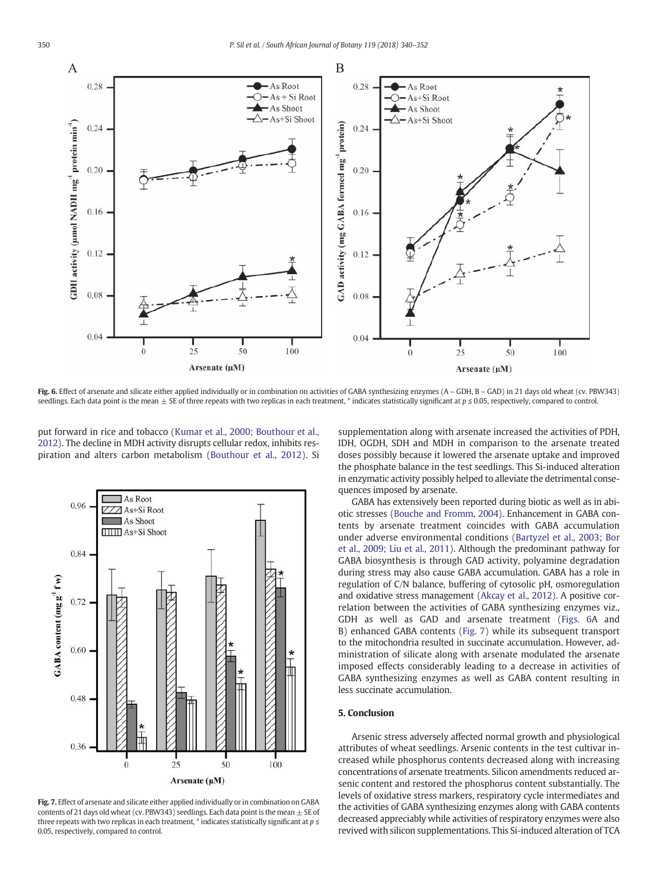**Fig. 6.** Effect of arsenate and silicate either applied individually or in combination on activities of GABA synthesizing enzymes (A – GDH, B – GAD) in 21 days old wheat (cv. PBW343) seedlings. Each data point is the mean ± SE of three repeats with two replicas in each treatment, * indicates statistically significant at $p \leq 0.05$, respectively, compared to control.

put forward in rice and tobacco (Kumar et al., 2000; Bouthour et al., 2012). The decline in MDH activity disrupts cellular redox, inhibits respiration and alters carbon metabolism (Bouthour et al., 2012). Si supplementation along with arsenate increased the activities of PDH, IDH, OGDH, SDH and MDH in comparison to the arsenate treated doses possibly because it lowered the arsenate uptake and improved the phosphate balance in the test seedlings. This Si-induced alteration in enzymatic activity possibly helped to alleviate the detrimental consequences imposed by arsenate.

GABA has extensively been reported during biotic as well as in abiotic stresses (Bouche and Fromm, 2004). Enhancement in GABA contents by arsenate treatment coincides with GABA accumulation under adverse environmental conditions (Bartyzel et al., 2003; Bor et al., 2009; Liu et al., 2011). Although the predominant pathway for GABA biosynthesis is through GAD activity, polyamine degradation during stress may also cause GABA accumulation. GABA has a role in regulation of C/N balance, buffering of cytosolic pH, osmoregulation and oxidative stress management (Akcay et al., 2012). A positive correlation between the activities of GABA synthesizing enzymes viz., GDH as well as GAD and arsenate treatment (Figs. 6A and B) enhanced GABA contents (Fig. 7) while its subsequent transport to the mitochondria resulted in succinate accumulation. However, administration of silicate along with arsenate modulated the arsenate imposed effects considerably leading to a decrease in activities of GABA synthesizing enzymes as well as GABA content resulting in less succinate accumulation.

**Fig. 7.** Effect of arsenate and silicate either applied individually or in combination on GABA contents of 21 days old wheat (cv. PBW343) seedlings. Each data point is the mean ± SE of three repeats with two replicas in each treatment, * indicates statistically significant at $p \leq 0.05$, respectively, compared to control.

## 5. Conclusion

Arsenic stress adversely affected normal growth and physiological attributes of wheat seedlings. Arsenic contents in the test cultivar increased while phosphorus contents decreased along with increasing concentrations of arsenate treatments. Silicon amendments reduced arsenic content and restored the phosphorus content substantially. The levels of oxidative stress markers, respiratory cycle intermediates and the activities of GABA synthesizing enzymes along with GABA contents decreased appreciably while activities of respiratory enzymes were also revived with silicon supplementations. This Si-induced alteration of TCA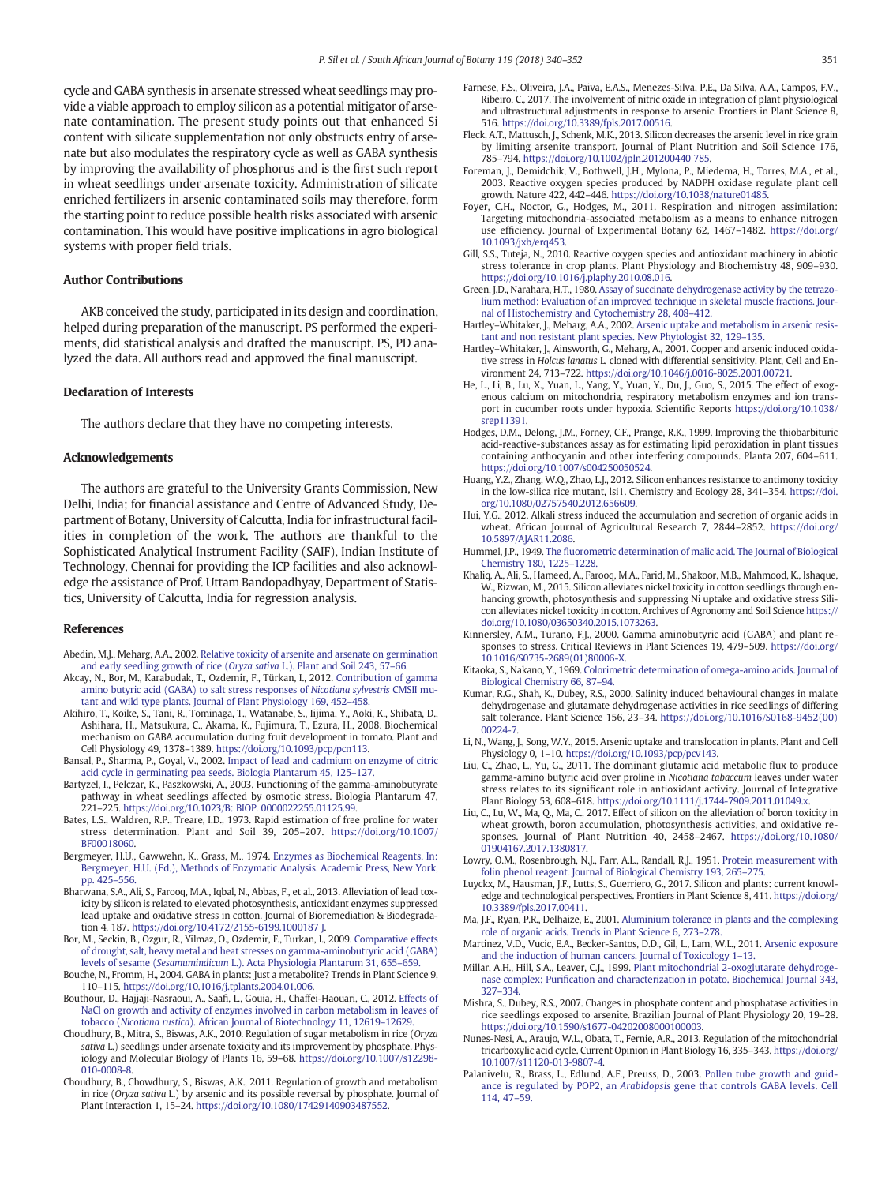cycle and GABA synthesis in arsenate stressed wheat seedlings may provide a viable approach to employ silicon as a potential mitigator of arsenate contamination. The present study points out that enhanced Si content with silicate supplementation not only obstructs entry of arsenate but also modulates the respiratory cycle as well as GABA synthesis by improving the availability of phosphorus and is the first such report in wheat seedlings under arsenate toxicity. Administration of silicate enriched fertilizers in arsenic contaminated soils may therefore, form the starting point to reduce possible health risks associated with arsenic contamination. This would have positive implications in agro biological systems with proper field trials.

## Author Contributions

AKB conceived the study, participated in its design and coordination, helped during preparation of the manuscript. PS performed the experiments, did statistical analysis and drafted the manuscript. PS, PD analyzed the data. All authors read and approved the final manuscript.

## Declaration of Interests

The authors declare that they have no competing interests.

## Acknowledgements

The authors are grateful to the University Grants Commission, New Delhi, India; for financial assistance and Centre of Advanced Study, Department of Botany, University of Calcutta, India for infrastructural facilities in completion of the work. The authors are thankful to the Sophisticated Analytical Instrument Facility (SAIF), Indian Institute of Technology, Chennai for providing the ICP facilities and also acknowledge the assistance of Prof. Uttam Bandopadhyay, Department of Statistics, University of Calcutta, India for regression analysis.

## References

Abedin, M.J., Meharg, A.A., 2002. Relative toxicity of arsenite and arsenate on germination and early seedling growth of rice (*Oryza sativa* L.). Plant and Soil 243, 57–66.

Akcay, N., Bor, M., Karabudak, T., Ozdemir, F., Türkan, I., 2012. Contribution of gamma amino butyric acid (GABA) to salt stress responses of *Nicotiana sylvestris* CMSII mutant and wild type plants. Journal of Plant Physiology 169, 452–458.

Akihiro, T., Koike, S., Tani, R., Tominaga, T., Watanabe, S., Iijima, Y., Aoki, K., Shibata, D., Ashihara, H., Matsukura, C., Akama, K., Fujimura, T., Ezura, H., 2008. Biochemical mechanism on GABA accumulation during fruit development in tomato. Plant and Cell Physiology 49, 1378–1389. https://doi.org/10.1093/pcp/pcn113.

Bansal, P., Sharma, P., Goyal, V., 2002. Impact of lead and cadmium on enzyme of citric acid cycle in germinating pea seeds. Biologia Plantarum 45, 125–127.

Bartyzel, I., Pelczar, K., Paszkowski, A., 2003. Functioning of the gamma-aminobutyrate pathway in wheat seedlings affected by osmotic stress. Biologia Plantarum 47, 221–225. https://doi.org/10.1023/B: BIOP. 0000022255.01125.99.

Bates, L.S., Waldren, R.P., Treare, I.D., 1973. Rapid estimation of free proline for water stress determination. Plant and Soil 39, 205–207. https://doi.org/10.1007/BF00018060.

Bergmeyer, H.U., Gawwehn, K., Grass, M., 1974. Enzymes as Biochemical Reagents. In: Bergmeyer, H.U. (Ed.), Methods of Enzymatic Analysis. Academic Press, New York, pp. 425–556.

Bharwana, S.A., Ali, S., Farooq, M.A., Iqbal, N., Abbas, F., et al., 2013. Alleviation of lead toxicity by silicon is related to elevated photosynthesis, antioxidant enzymes suppressed lead uptake and oxidative stress in cotton. Journal of Bioremediation & Biodegradation 4, 187. https://doi.org/10.4172/2155-6199.1000187 J.

Bor, M., Seckin, B., Ozgur, R., Yilmaz, O., Ozdemir, F., Turkan, I., 2009. Comparative effects of drought, salt, heavy metal and heat stresses on gamma-aminobutryric acid (GABA) levels of sesame (*Sesamumindicum* L.). Acta Physiologia Plantarum 31, 655–659.

Bouche, N., Fromm, H., 2004. GABA in plants: Just a metabolite? Trends in Plant Science 9, 110–115. https://doi.org/10.1016/j.tplants.2004.01.006.

Bouthour, D., Hajjaji-Nasraoui, A., Saafi, L., Gouia, H., Chaffei-Haouari, C., 2012. Effects of NaCl on growth and activity of enzymes involved in carbon metabolism in leaves of tobacco (*Nicotiana rustica*). African Journal of Biotechnology 11, 12619–12629.

Choudhury, B., Mitra, S., Biswas, A.K., 2010. Regulation of sugar metabolism in rice (*Oryza sativa* L.) seedlings under arsenate toxicity and its improvement by phosphate. Physiology and Molecular Biology of Plants 16, 59–68. https://doi.org/10.1007/s12298-010-0008-8.

Choudhury, B., Chowdhury, S., Biswas, A.K., 2011. Regulation of growth and metabolism in rice (*Oryza sativa* L.) by arsenic and its possible reversal by phosphate. Journal of Plant Interaction 1, 15–24. https://doi.org/10.1080/17429140903487552.

Farnese, F.S., Oliveira, J.A., Paiva, E.A.S., Menezes-Silva, P.E., Da Silva, A.A., Campos, F.V., Ribeiro, C., 2017. The involvement of nitric oxide in integration of plant physiological and ultrastructural adjustments in response to arsenic. Frontiers in Plant Science 8, 516. https://doi.org/10.3389/fpls.2017.00516.

Fleck, A.T., Mattusch, J., Schenk, M.K., 2013. Silicon decreases the arsenic level in rice grain by limiting arsenite transport. Journal of Plant Nutrition and Soil Science 176, 785–794. https://doi.org/10.1002/jpln.201200440 785.

Foreman, J., Demidchik, V., Bothwell, J.H., Mylona, P., Miedema, H., Torres, M.A., et al., 2003. Reactive oxygen species produced by NADPH oxidase regulate plant cell growth. Nature 422, 442–446. https://doi.org/10.1038/nature01485.

Foyer, C.H., Noctor, G., Hodges, M., 2011. Respiration and nitrogen assimilation: Targeting mitochondria-associated metabolism as a means to enhance nitrogen use efficiency. Journal of Experimental Botany 62, 1467–1482. https://doi.org/10.1093/jxb/erq453.

Gill, S.S., Tuteja, N., 2010. Reactive oxygen species and antioxidant machinery in abiotic stress tolerance in crop plants. Plant Physiology and Biochemistry 48, 909–930. https://doi.org/10.1016/j.plaphy.2010.08.016.

Green, J.D., Narahara, H.T., 1980. Assay of succinate dehydrogenase activity by the tetrazolium method: Evaluation of an improved technique in skeletal muscle fractions. Journal of Histochemistry and Cytochemistry 28, 408–412.

Hartley–Whitaker, J., Meharg, A.A., 2002. Arsenic uptake and metabolism in arsenic resistant and non resistant plant species. New Phytologist 32, 129–135.

Hartley–Whitaker, J., Ainsworth, G., Meharg, A.A., 2001. Copper and arsenic induced oxidative stress in *Holcus lanatus* L. cloned with differential sensitivity. Plant, Cell and Environment 24, 713–722. https://doi.org/10.1046/j.0016-8025.2001.00721.

He, L., Li, B., Lu, X., Yuan, L., Yang, Y., Yuan, Y., Du, J., Guo, S., 2015. The effect of exogenous calcium on mitochondria, respiratory metabolism enzymes and ion transport in cucumber roots under hypoxia. Scientific Reports https://doi.org/10.1038/srep11391.

Hodges, D.M., Delong, J.M., Forney, C.F., Prange, R.K., 1999. Improving the thiobarbituric acid-reactive-substances assay for estimating lipid peroxidation in plant tissues containing anthocyanin and other interfering compounds. Planta 207, 604–611. https://doi.org/10.1007/s004250050524.

Huang, Y.Z., Zhang, W.Q., Zhao, L.J., 2012. Silicon enhances resistance to antimony toxicity in the low-silica rice mutant, lsi1. Chemistry and Ecology 28, 341–354. https://doi.org/10.1080/02757540.2012.656609.

Hui, Y.G., 2012. Alkali stress induced the accumulation and secretion of organic acids in wheat. African Journal of Agricultural Research 7, 2844–2852. https://doi.org/10.5897/AJAR11.2086.

Hummel, J.P., 1949. The fluorometric determination of malic acid. The Journal of Biological Chemistry 180, 1225–1228.

Khaliq, A., Ali, S., Hameed, A., Farooq, M.A., Farid, M., Shakoor, M.B., Mahmood, K., Ishaque, W., Rizwan, M., 2015. Silicon alleviates nickel toxicity in cotton seedlings through enhancing growth, photosynthesis and suppressing Ni uptake and oxidative stress Silicon alleviates nickel toxicity in cotton. Archives of Agronomy and Soil Science https://doi.org/10.1080/03650340.2015.1073263.

Kinnersley, A.M., Turano, F.J., 2000. Gamma aminobutyric acid (GABA) and plant responses to stress. Critical Reviews in Plant Sciences 19, 479–509. https://doi.org/10.1016/S0735-2689(01)80006-X.

Kitaoka, S., Nakano, Y., 1969. Colorimetric determination of omega-amino acids. Journal of Biological Chemistry 66, 87–94.

Kumar, R.G., Shah, K., Dubey, R.S., 2000. Salinity induced behavioural changes in malate dehydrogenase and glutamate dehydrogenase activities in rice seedlings of differing salt tolerance. Plant Science 156, 23–34. https://doi.org/10.1016/S0168-9452(00)00224-7.

Li, N., Wang, J., Song, W.Y., 2015. Arsenic uptake and translocation in plants. Plant and Cell Physiology 0, 1–10. https://doi.org/10.1093/pcp/pcv143.

Liu, C., Zhao, L., Yu, G., 2011. The dominant glutamic acid metabolic flux to produce gamma-amino butyric acid over proline in *Nicotiana tabaccum* leaves under water stress relates to its significant role in antioxidant activity. Journal of Integrative Plant Biology 53, 608–618. https://doi.org/10.1111/j.1744-7909.2011.01049.x.

Liu, C., Lu, W., Ma, Q., Ma, C., 2017. Effect of silicon on the alleviation of boron toxicity in wheat growth, boron accumulation, photosynthesis activities, and oxidative responses. Journal of Plant Nutrition 40, 2458–2467. https://doi.org/10.1080/01904167.2017.1380817.

Lowry, O.M., Rosenbrough, N.J., Farr, A.L., Randall, R.J., 1951. Protein measurement with folin phenol reagent. Journal of Biological Chemistry 193, 265–275.

Luyckx, M., Hausman, J.F., Lutts, S., Guerriero, G., 2017. Silicon and plants: current knowledge and technological perspectives. Frontiers in Plant Science 8, 411. https://doi.org/10.3389/fpls.2017.00411.

Ma, J.F., Ryan, P.R., Delhaize, E., 2001. Aluminium tolerance in plants and the complexing role of organic acids. Trends in Plant Science 6, 273–278.

Martinez, V.D., Vucic, E.A., Becker-Santos, D.D., Gil, L., Lam, W.L., 2011. Arsenic exposure and the induction of human cancers. Journal of Toxicology 1–13.

Millar, A.H., Hill, S.A., Leaver, C.J., 1999. Plant mitochondrial 2-oxoglutarate dehydrogenase complex: Purification and characterization in potato. Biochemical Journal 343, 327–334.

Mishra, S., Dubey, R.S., 2007. Changes in phosphate content and phosphatase activities in rice seedlings exposed to arsenite. Brazilian Journal of Plant Physiology 20, 19–28. https://doi.org/10.1590/s1677-04202008000100003.

Nunes-Nesi, A., Araujo, W.L., Obata, T., Fernie, A.R., 2013. Regulation of the mitochondrial tricarboxylic acid cycle. Current Opinion in Plant Biology 16, 335–343. https://doi.org/10.1007/s11120-013-9807-4.

Palanivelu, R., Brass, L., Edlund, A.F., Preuss, D., 2003. Pollen tube growth and guidance is regulated by POP2, an *Arabidopsis* gene that controls GABA levels. Cell 114, 47–59.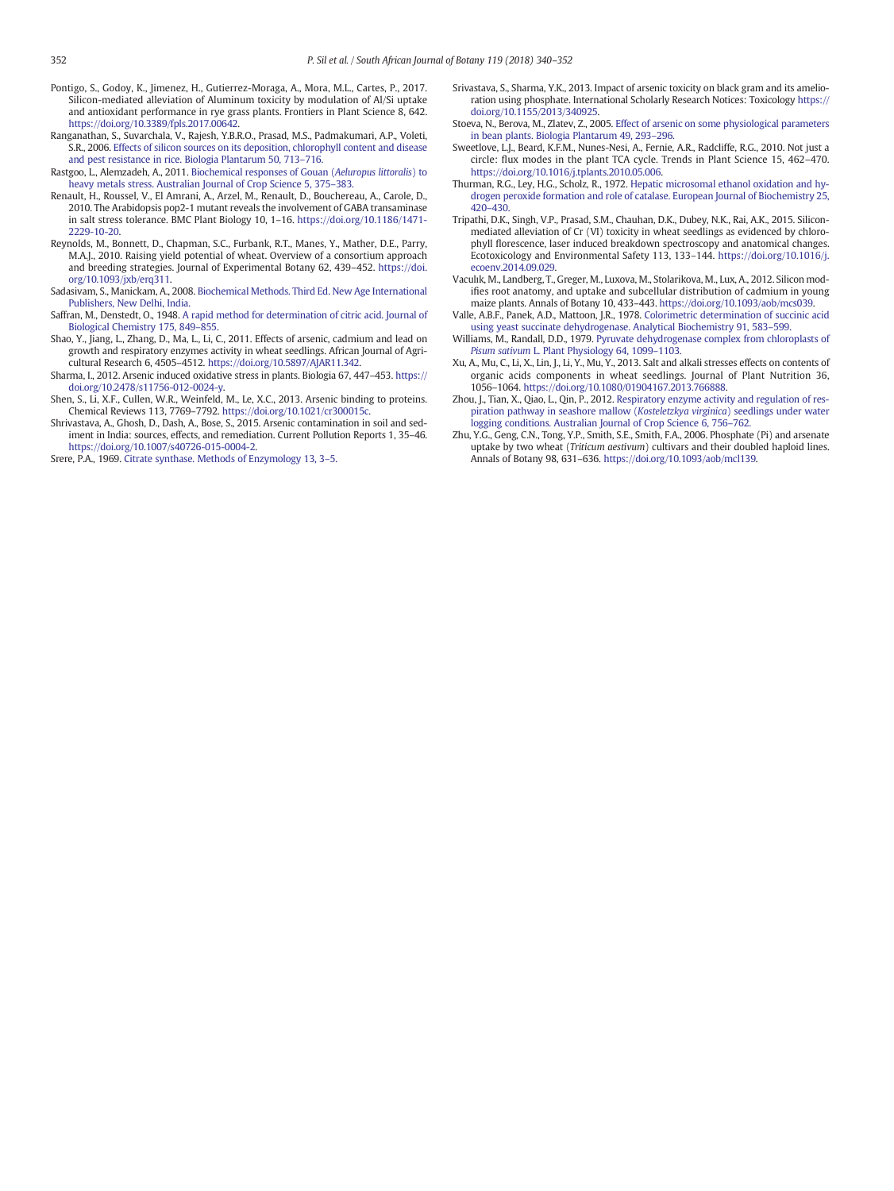Pontigo, S., Godoy, K., Jimenez, H., Gutierrez-Moraga, A., Mora, M.L., Cartes, P., 2017. Silicon-mediated alleviation of Aluminum toxicity by modulation of Al/Si uptake and antioxidant performance in rye grass plants. Frontiers in Plant Science 8, 642. https://doi.org/10.3389/fpls.2017.00642.

Ranganathan, S., Suvarchala, V., Rajesh, Y.B.R.O., Prasad, M.S., Padmakumari, A.P., Voleti, S.R., 2006. Effects of silicon sources on its deposition, chlorophyll content and disease and pest resistance in rice. Biologia Plantarum 50, 713–716.

Rastgoo, L., Alemzadeh, A., 2011. Biochemical responses of Gouan (*Aeluropus littoralis*) to heavy metals stress. Australian Journal of Crop Science 5, 375–383.

Renault, H., Roussel, V., El Amrani, A., Arzel, M., Renault, D., Bouchereau, A., Carole, D., 2010. The Arabidopsis pop2-1 mutant reveals the involvement of GABA transaminase in salt stress tolerance. BMC Plant Biology 10, 1–16. https://doi.org/10.1186/1471-2229-10-20.

Reynolds, M., Bonnett, D., Chapman, S.C., Furbank, R.T., Manes, Y., Mather, D.E., Parry, M.A.J., 2010. Raising yield potential of wheat. Overview of a consortium approach and breeding strategies. Journal of Experimental Botany 62, 439–452. https://doi.org/10.1093/jxb/erq311.

Sadasivam, S., Manickam, A., 2008. Biochemical Methods. Third Ed. New Age International Publishers, New Delhi, India.

Saffran, M., Denstedt, O., 1948. A rapid method for determination of citric acid. Journal of Biological Chemistry 175, 849–855.

Shao, Y., Jiang, L., Zhang, D., Ma, L., Li, C., 2011. Effects of arsenic, cadmium and lead on growth and respiratory enzymes activity in wheat seedlings. African Journal of Agricultural Research 6, 4505–4512. https://doi.org/10.5897/AJAR11.342.

Sharma, I., 2012. Arsenic induced oxidative stress in plants. Biologia 67, 447–453. https://doi.org/10.2478/s11756-012-0024-y.

Shen, S., Li, X.F., Cullen, W.R., Weinfeld, M., Le, X.C., 2013. Arsenic binding to proteins. Chemical Reviews 113, 7769–7792. https://doi.org/10.1021/cr300015c.

Shrivastava, A., Ghosh, D., Dash, A., Bose, S., 2015. Arsenic contamination in soil and sediment in India: sources, effects, and remediation. Current Pollution Reports 1, 35–46. https://doi.org/10.1007/s40726-015-0004-2.

Srere, P.A., 1969. Citrate synthase. Methods of Enzymology 13, 3–5.

Srivastava, S., Sharma, Y.K., 2013. Impact of arsenic toxicity on black gram and its amelioration using phosphate. International Scholarly Research Notices: Toxicology https://doi.org/10.1155/2013/340925.

Stoeva, N., Berova, M., Zlatev, Z., 2005. Effect of arsenic on some physiological parameters in bean plants. Biologia Plantarum 49, 293–296.

Sweetlove, L.J., Beard, K.F.M., Nunes-Nesi, A., Fernie, A.R., Radcliffe, R.G., 2010. Not just a circle: flux modes in the plant TCA cycle. Trends in Plant Science 15, 462–470. https://doi.org/10.1016/j.tplants.2010.05.006.

Thurman, R.G., Ley, H.G., Scholz, R., 1972. Hepatic microsomal ethanol oxidation and hydrogen peroxide formation and role of catalase. European Journal of Biochemistry 25, 420–430.

Tripathi, D.K., Singh, V.P., Prasad, S.M., Chauhan, D.K., Dubey, N.K., Rai, A.K., 2015. Silicon-mediated alleviation of Cr (VI) toxicity in wheat seedlings as evidenced by chlorophyll florescence, laser induced breakdown spectroscopy and anatomical changes. Ecotoxicology and Environmental Safety 113, 133–144. https://doi.org/10.1016/j.ecoenv.2014.09.029.

Vaculık, M., Landberg, T., Greger, M., Luxova, M., Stolarikova, M., Lux, A., 2012. Silicon modifies root anatomy, and uptake and subcellular distribution of cadmium in young maize plants. Annals of Botany 10, 433–443. https://doi.org/10.1093/aob/mcs039.

Valle, A.B.F., Panek, A.D., Mattoon, J.R., 1978. Colorimetric determination of succinic acid using yeast succinate dehydrogenase. Analytical Biochemistry 91, 583–599.

Williams, M., Randall, D.D., 1979. Pyruvate dehydrogenase complex from chloroplasts of *Pisum sativum* L. Plant Physiology 64, 1099–1103.

Xu, A., Mu, C., Li, X., Lin, J., Li, Y., Mu, Y., 2013. Salt and alkali stresses effects on contents of organic acids components in wheat seedlings. Journal of Plant Nutrition 36, 1056–1064. https://doi.org/10.1080/01904167.2013.766888.

Zhou, J., Tian, X., Qiao, L., Qin, P., 2012. Respiratory enzyme activity and regulation of respiration pathway in seashore mallow (*Kosteletzkya virginica*) seedlings under water logging conditions. Australian Journal of Crop Science 6, 756–762.

Zhu, Y.G., Geng, C.N., Tong, Y.P., Smith, S.E., Smith, F.A., 2006. Phosphate (Pi) and arsenate uptake by two wheat (*Triticum aestivum*) cultivars and their doubled haploid lines. Annals of Botany 98, 631–636. https://doi.org/10.1093/aob/mcl139.